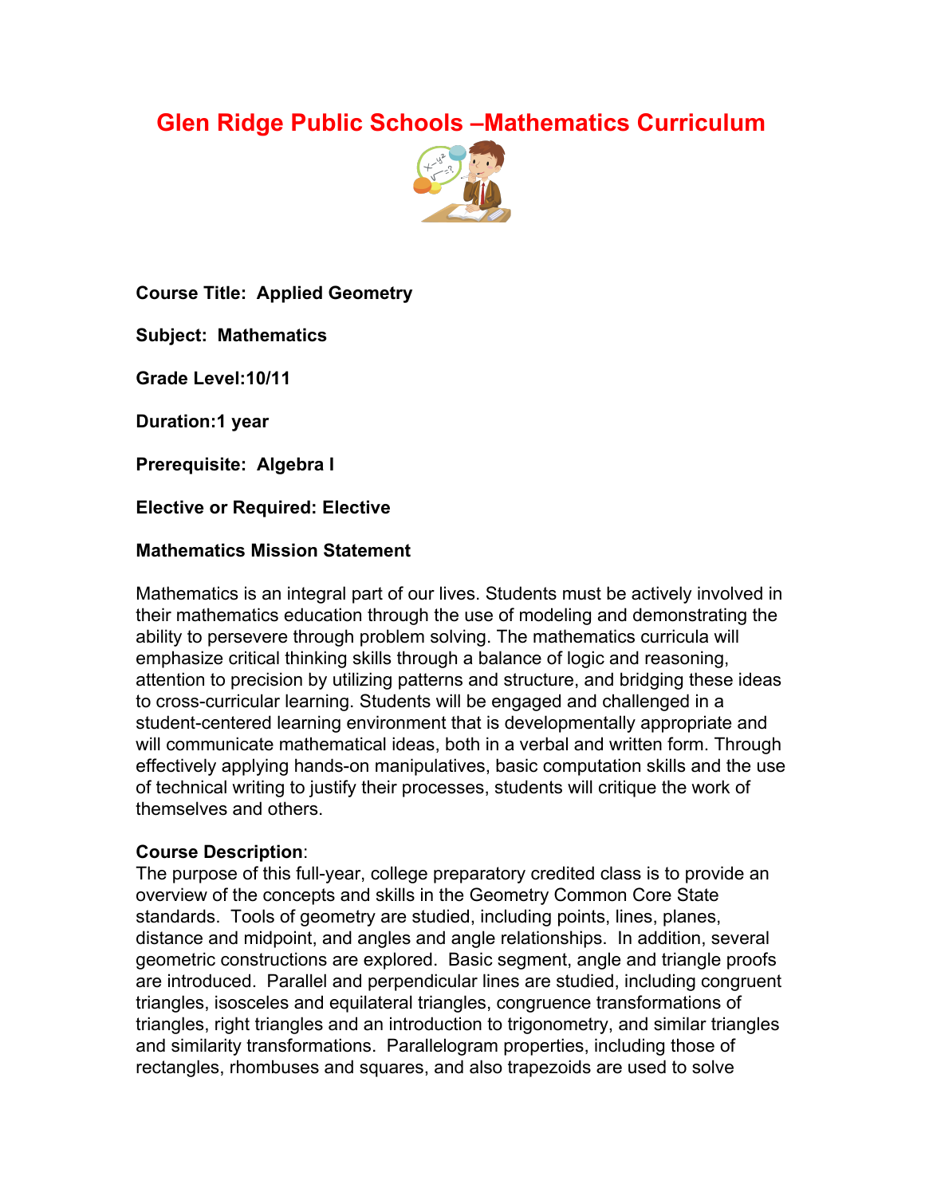# Glen Ridge Public Schools –Mathematics Curriculum

**Course Title: Applied Geometry**

**Subject: Mathematics**

**Grade Level:10/11**

**Duration:1 year**

**Prerequisite: Algebra I**

**Elective or Required: Elective**

**Mathematics Mission Statement**

Mathematics is an integral part of our lives. Students must be actively involved in their mathematics education through the use of modeling and demonstrating the ability to persevere through problem solving. The mathematics curricula will emphasize critical thinking skills through a balance of logic and reasoning, attention to precision by utilizing patterns and structure, and bridging these ideas to cross-curricular learning. Students will be engaged and challenged in a student-centered learning environment that is developmentally appropriate and will communicate mathematical ideas, both in a verbal and written form. Through effectively applying hands-on manipulatives, basic computation skills and the use of technical writing to justify their processes, students will critique the work of themselves and others.

**Course Description**:

The purpose of this full-year, college preparatory credited class is to provide an overview of the concepts and skills in the Geometry Common Core State standards. Tools of geometry are studied, including points, lines, planes, distance and midpoint, and angles and angle relationships. In addition, several geometric constructions are explored. Basic segment, angle and triangle proofs are introduced. Parallel and perpendicular lines are studied, including congruent triangles, isosceles and equilateral triangles, congruence transformations of triangles, right triangles and an introduction to trigonometry, and similar triangles and similarity transformations. Parallelogram properties, including those of rectangles, rhombuses and squares, and also trapezoids are used to solve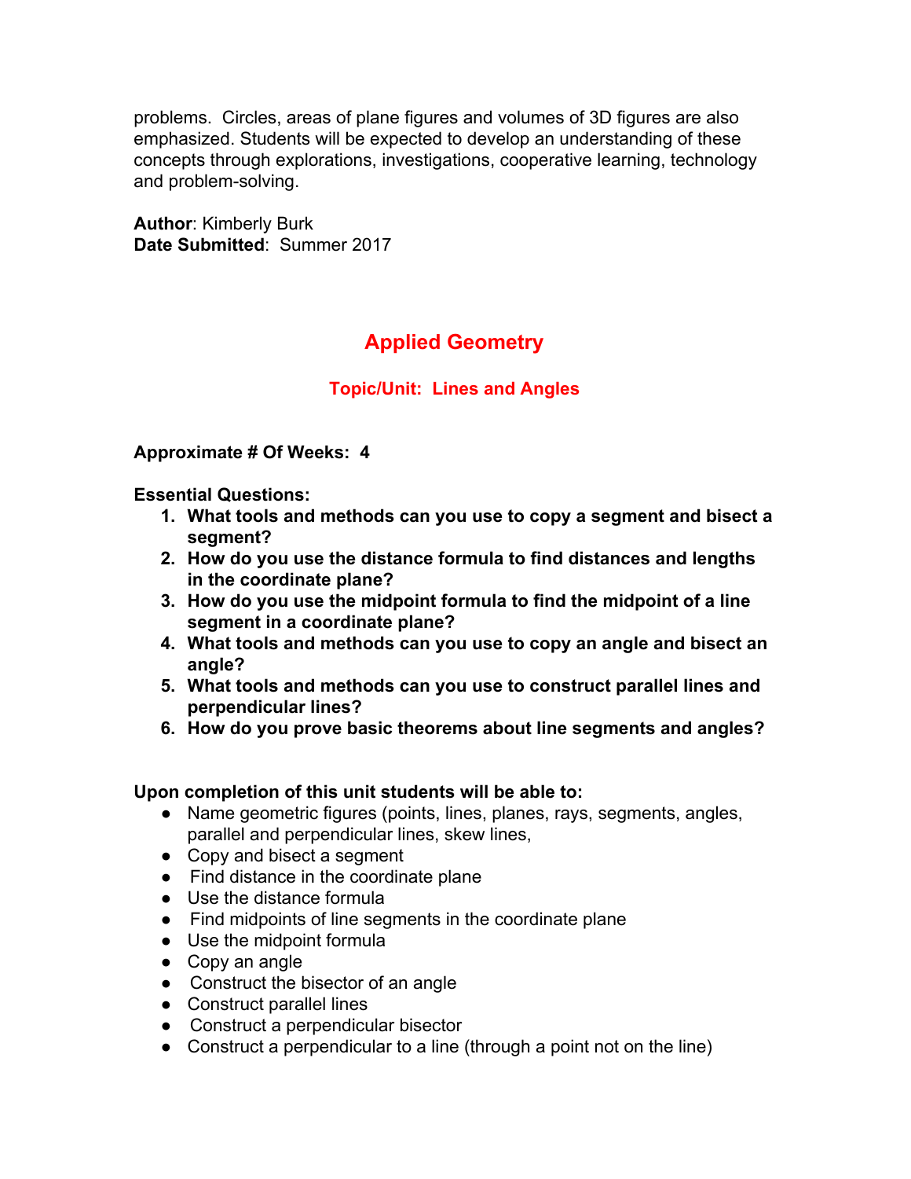problems. Circles, areas of plane figures and volumes of 3D figures are also emphasized. Students will be expected to develop an understanding of these concepts through explorations, investigations, cooperative learning, technology and problem-solving.

**Author**: Kimberly Burk
**Date Submitted**: Summer 2017

# Applied Geometry

## Topic/Unit: Lines and Angles

**Approximate # Of Weeks: 4**

**Essential Questions:**

1. **What tools and methods can you use to copy a segment and bisect a segment?**
2. **How do you use the distance formula to find distances and lengths in the coordinate plane?**
3. **How do you use the midpoint formula to find the midpoint of a line segment in a coordinate plane?**
4. **What tools and methods can you use to copy an angle and bisect an angle?**
5. **What tools and methods can you use to construct parallel lines and perpendicular lines?**
6. **How do you prove basic theorems about line segments and angles?**

**Upon completion of this unit students will be able to:**

- Name geometric figures (points, lines, planes, rays, segments, angles, parallel and perpendicular lines, skew lines,
- Copy and bisect a segment
- Find distance in the coordinate plane
- Use the distance formula
- Find midpoints of line segments in the coordinate plane
- Use the midpoint formula
- Copy an angle
- Construct the bisector of an angle
- Construct parallel lines
- Construct a perpendicular bisector
- Construct a perpendicular to a line (through a point not on the line)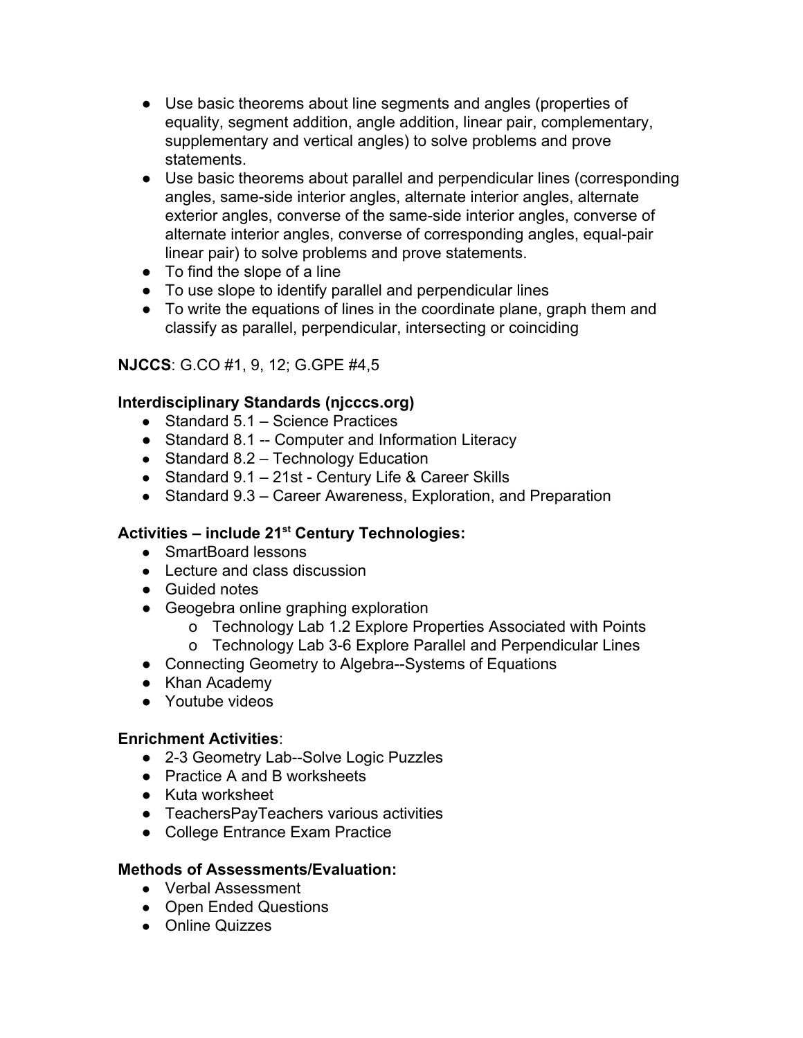- Use basic theorems about line segments and angles (properties of equality, segment addition, angle addition, linear pair, complementary, supplementary and vertical angles) to solve problems and prove statements.
- Use basic theorems about parallel and perpendicular lines (corresponding angles, same-side interior angles, alternate interior angles, alternate exterior angles, converse of the same-side interior angles, converse of alternate interior angles, converse of corresponding angles, equal-pair linear pair) to solve problems and prove statements.
- To find the slope of a line
- To use slope to identify parallel and perpendicular lines
- To write the equations of lines in the coordinate plane, graph them and classify as parallel, perpendicular, intersecting or coinciding

**NJCCS**: G.CO #1, 9, 12; G.GPE #4,5

**Interdisciplinary Standards (njcccs.org)**

- Standard 5.1 – Science Practices
- Standard 8.1 -- Computer and Information Literacy
- Standard 8.2 – Technology Education
- Standard 9.1 – 21st - Century Life & Career Skills
- Standard 9.3 – Career Awareness, Exploration, and Preparation

**Activities – include 21st Century Technologies:**

- SmartBoard lessons
- Lecture and class discussion
- Guided notes
- Geogebra online graphing exploration
    - Technology Lab 1.2 Explore Properties Associated with Points
    - Technology Lab 3-6 Explore Parallel and Perpendicular Lines
- Connecting Geometry to Algebra--Systems of Equations
- Khan Academy
- Youtube videos

**Enrichment Activities**:

- 2-3 Geometry Lab--Solve Logic Puzzles
- Practice A and B worksheets
- Kuta worksheet
- TeachersPayTeachers various activities
- College Entrance Exam Practice

**Methods of Assessments/Evaluation:**

- Verbal Assessment
- Open Ended Questions
- Online Quizzes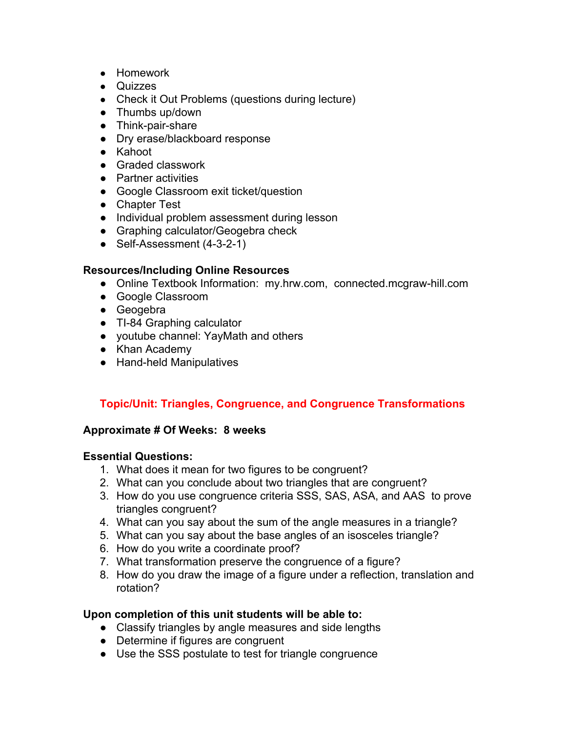- Homework
- Quizzes
- Check it Out Problems (questions during lecture)
- Thumbs up/down
- Think-pair-share
- Dry erase/blackboard response
- Kahoot
- Graded classwork
- Partner activities
- Google Classroom exit ticket/question
- Chapter Test
- Individual problem assessment during lesson
- Graphing calculator/Geogebra check
- Self-Assessment (4-3-2-1)

**Resources/Including Online Resources**

- Online Textbook Information: my.hrw.com, connected.mcgraw-hill.com
- Google Classroom
- Geogebra
- TI-84 Graphing calculator
- youtube channel: YayMath and others
- Khan Academy
- Hand-held Manipulatives

## Topic/Unit: Triangles, Congruence, and Congruence Transformations

**Approximate # Of Weeks: 8 weeks**

**Essential Questions:**

1. What does it mean for two figures to be congruent?
2. What can you conclude about two triangles that are congruent?
3. How do you use congruence criteria SSS, SAS, ASA, and AAS to prove triangles congruent?
4. What can you say about the sum of the angle measures in a triangle?
5. What can you say about the base angles of an isosceles triangle?
6. How do you write a coordinate proof?
7. What transformation preserve the congruence of a figure?
8. How do you draw the image of a figure under a reflection, translation and rotation?

**Upon completion of this unit students will be able to:**

- Classify triangles by angle measures and side lengths
- Determine if figures are congruent
- Use the SSS postulate to test for triangle congruence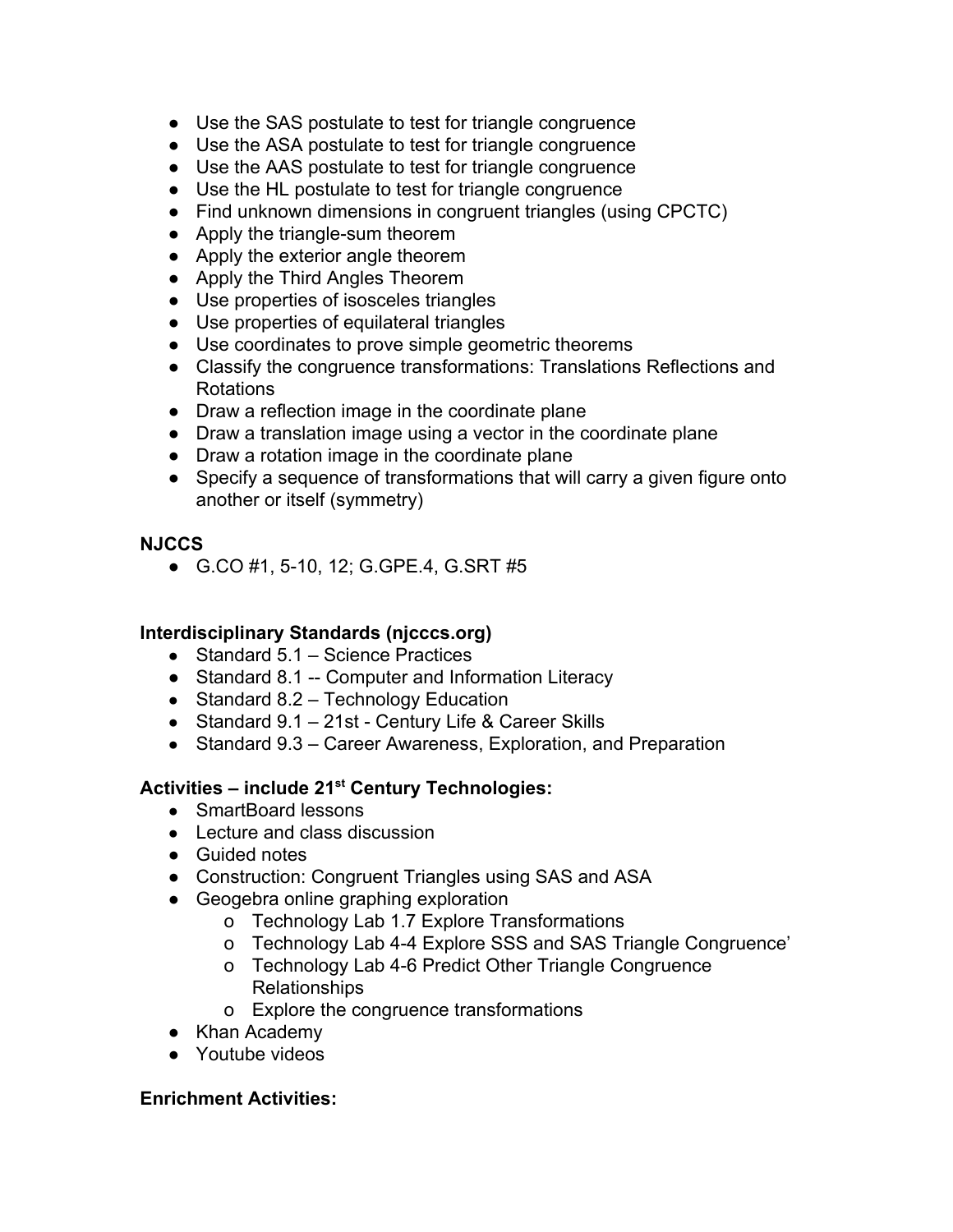- Use the SAS postulate to test for triangle congruence
- Use the ASA postulate to test for triangle congruence
- Use the AAS postulate to test for triangle congruence
- Use the HL postulate to test for triangle congruence
- Find unknown dimensions in congruent triangles (using CPCTC)
- Apply the triangle-sum theorem
- Apply the exterior angle theorem
- Apply the Third Angles Theorem
- Use properties of isosceles triangles
- Use properties of equilateral triangles
- Use coordinates to prove simple geometric theorems
- Classify the congruence transformations: Translations Reflections and Rotations
- Draw a reflection image in the coordinate plane
- Draw a translation image using a vector in the coordinate plane
- Draw a rotation image in the coordinate plane
- Specify a sequence of transformations that will carry a given figure onto another or itself (symmetry)

**NJCCS**

- G.CO #1, 5-10, 12; G.GPE.4, G.SRT #5

**Interdisciplinary Standards (njcccs.org)**

- Standard 5.1 – Science Practices
- Standard 8.1 -- Computer and Information Literacy
- Standard 8.2 – Technology Education
- Standard 9.1 – 21st - Century Life & Career Skills
- Standard 9.3 – Career Awareness, Exploration, and Preparation

**Activities – include 21st Century Technologies:**

- SmartBoard lessons
- Lecture and class discussion
- Guided notes
- Construction: Congruent Triangles using SAS and ASA
- Geogebra online graphing exploration
    - o Technology Lab 1.7 Explore Transformations
    - o Technology Lab 4-4 Explore SSS and SAS Triangle Congruence'
    - o Technology Lab 4-6 Predict Other Triangle Congruence Relationships
    - o Explore the congruence transformations
- Khan Academy
- Youtube videos

**Enrichment Activities:**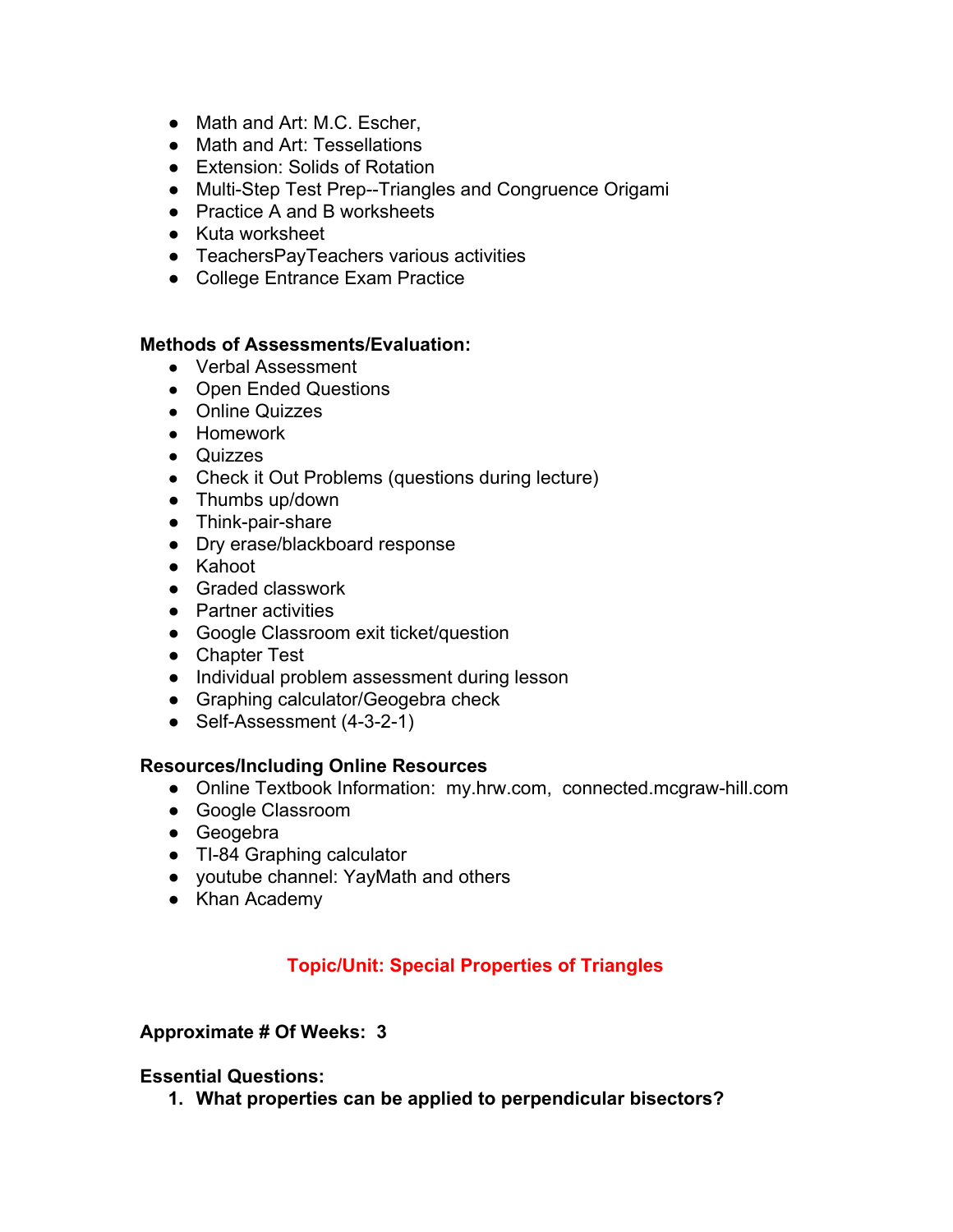- Math and Art: M.C. Escher,
- Math and Art: Tessellations
- Extension: Solids of Rotation
- Multi-Step Test Prep--Triangles and Congruence Origami
- Practice A and B worksheets
- Kuta worksheet
- TeachersPayTeachers various activities
- College Entrance Exam Practice

**Methods of Assessments/Evaluation:**

- Verbal Assessment
- Open Ended Questions
- Online Quizzes
- Homework
- Quizzes
- Check it Out Problems (questions during lecture)
- Thumbs up/down
- Think-pair-share
- Dry erase/blackboard response
- Kahoot
- Graded classwork
- Partner activities
- Google Classroom exit ticket/question
- Chapter Test
- Individual problem assessment during lesson
- Graphing calculator/Geogebra check
- Self-Assessment (4-3-2-1)

**Resources/Including Online Resources**

- Online Textbook Information: my.hrw.com, connected.mcgraw-hill.com
- Google Classroom
- Geogebra
- TI-84 Graphing calculator
- youtube channel: YayMath and others
- Khan Academy

## Topic/Unit: Special Properties of Triangles

**Approximate # Of Weeks: 3**

**Essential Questions:**

1. **What properties can be applied to perpendicular bisectors?**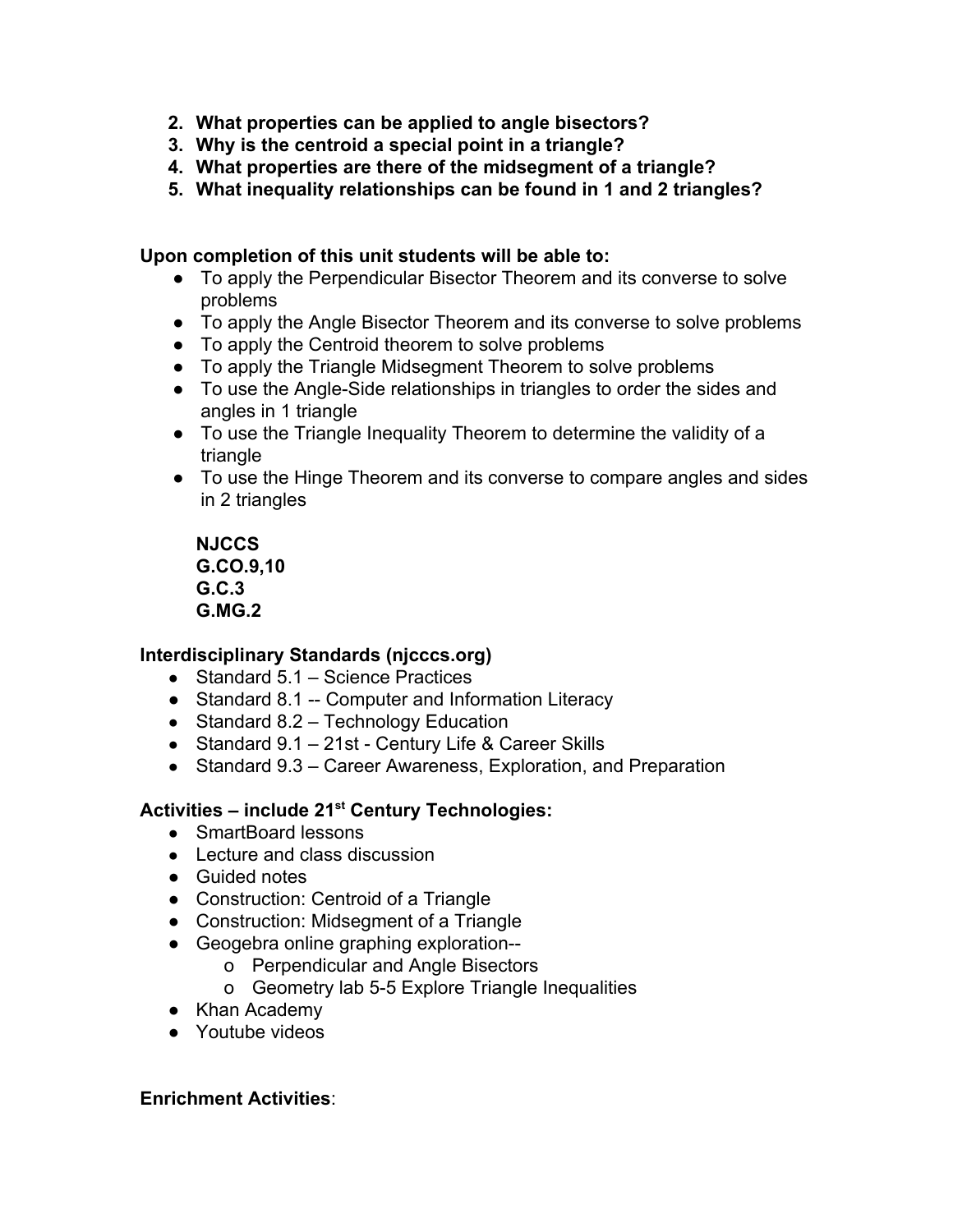2. **What properties can be applied to angle bisectors?**
3. **Why is the centroid a special point in a triangle?**
4. **What properties are there of the midsegment of a triangle?**
5. **What inequality relationships can be found in 1 and 2 triangles?**

**Upon completion of this unit students will be able to:**

- To apply the Perpendicular Bisector Theorem and its converse to solve problems
- To apply the Angle Bisector Theorem and its converse to solve problems
- To apply the Centroid theorem to solve problems
- To apply the Triangle Midsegment Theorem to solve problems
- To use the Angle-Side relationships in triangles to order the sides and angles in 1 triangle
- To use the Triangle Inequality Theorem to determine the validity of a triangle
- To use the Hinge Theorem and its converse to compare angles and sides in 2 triangles

**NJCCS**
**G.CO.9,10**
**G.C.3**
**G.MG.2**

**Interdisciplinary Standards (njcccs.org)**

- Standard 5.1 – Science Practices
- Standard 8.1 -- Computer and Information Literacy
- Standard 8.2 – Technology Education
- Standard 9.1 – 21st - Century Life & Career Skills
- Standard 9.3 – Career Awareness, Exploration, and Preparation

**Activities – include 21st Century Technologies:**

- SmartBoard lessons
- Lecture and class discussion
- Guided notes
- Construction: Centroid of a Triangle
- Construction: Midsegment of a Triangle
- Geogebra online graphing exploration--
  - Perpendicular and Angle Bisectors
  - Geometry lab 5-5 Explore Triangle Inequalities
- Khan Academy
- Youtube videos

**Enrichment Activities**: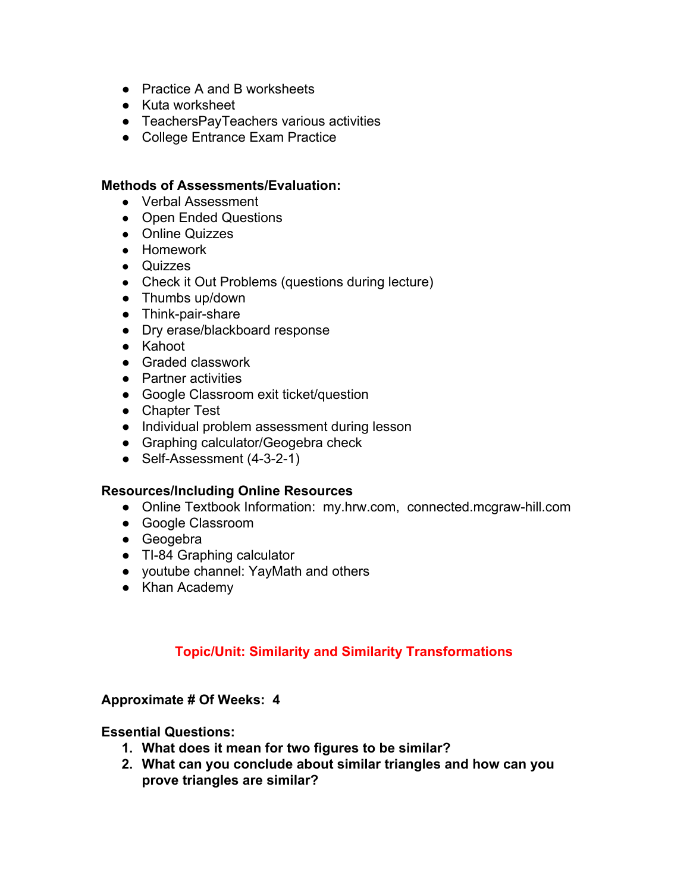- Practice A and B worksheets
- Kuta worksheet
- TeachersPayTeachers various activities
- College Entrance Exam Practice

**Methods of Assessments/Evaluation:**

- Verbal Assessment
- Open Ended Questions
- Online Quizzes
- Homework
- Quizzes
- Check it Out Problems (questions during lecture)
- Thumbs up/down
- Think-pair-share
- Dry erase/blackboard response
- Kahoot
- Graded classwork
- Partner activities
- Google Classroom exit ticket/question
- Chapter Test
- Individual problem assessment during lesson
- Graphing calculator/Geogebra check
- Self-Assessment (4-3-2-1)

**Resources/Including Online Resources**

- Online Textbook Information: my.hrw.com, connected.mcgraw-hill.com
- Google Classroom
- Geogebra
- TI-84 Graphing calculator
- youtube channel: YayMath and others
- Khan Academy

## Topic/Unit: Similarity and Similarity Transformations

**Approximate # Of Weeks: 4**

**Essential Questions:**

1. **What does it mean for two figures to be similar?**
2. **What can you conclude about similar triangles and how can you prove triangles are similar?**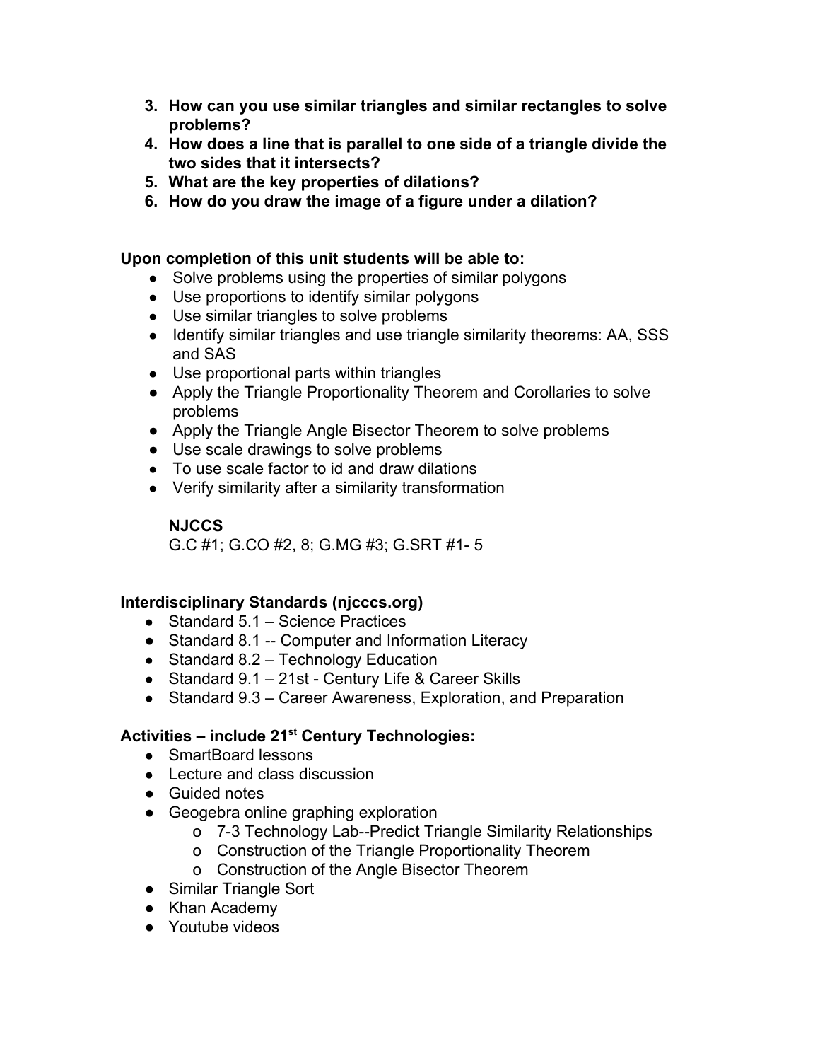3. **How can you use similar triangles and similar rectangles to solve problems?**
4. **How does a line that is parallel to one side of a triangle divide the two sides that it intersects?**
5. **What are the key properties of dilations?**
6. **How do you draw the image of a figure under a dilation?**

**Upon completion of this unit students will be able to:**

- Solve problems using the properties of similar polygons
- Use proportions to identify similar polygons
- Use similar triangles to solve problems
- Identify similar triangles and use triangle similarity theorems: AA, SSS and SAS
- Use proportional parts within triangles
- Apply the Triangle Proportionality Theorem and Corollaries to solve problems
- Apply the Triangle Angle Bisector Theorem to solve problems
- Use scale drawings to solve problems
- To use scale factor to id and draw dilations
- Verify similarity after a similarity transformation

**NJCCS**
G.C #1; G.CO #2, 8; G.MG #3; G.SRT #1- 5

**Interdisciplinary Standards (njcccs.org)**

- Standard 5.1 – Science Practices
- Standard 8.1 -- Computer and Information Literacy
- Standard 8.2 – Technology Education
- Standard 9.1 – 21st - Century Life & Career Skills
- Standard 9.3 – Career Awareness, Exploration, and Preparation

**Activities – include 21st Century Technologies:**

- SmartBoard lessons
- Lecture and class discussion
- Guided notes
- Geogebra online graphing exploration
  - 7-3 Technology Lab--Predict Triangle Similarity Relationships
  - Construction of the Triangle Proportionality Theorem
  - Construction of the Angle Bisector Theorem
- Similar Triangle Sort
- Khan Academy
- Youtube videos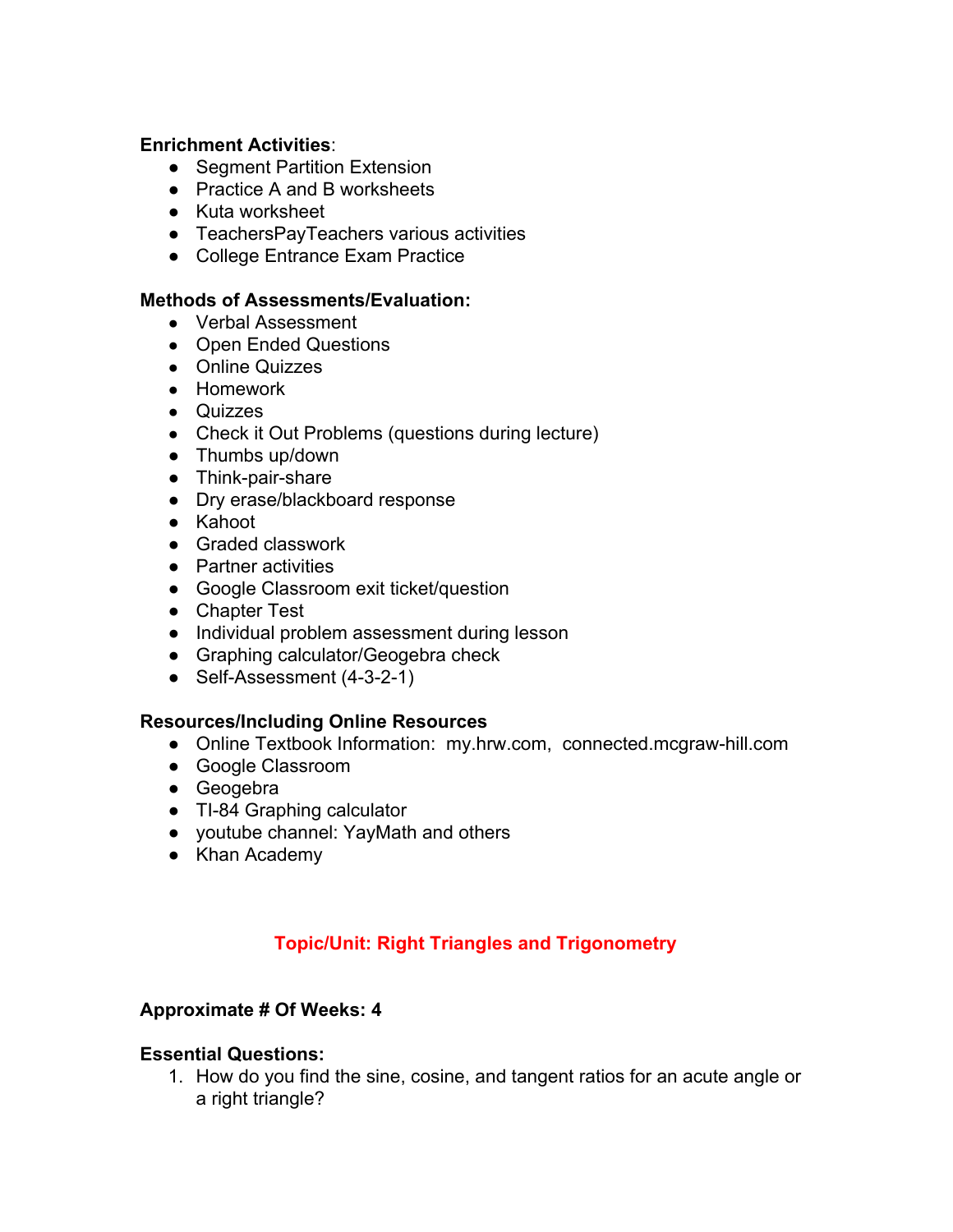**Enrichment Activities**:

- Segment Partition Extension
- Practice A and B worksheets
- Kuta worksheet
- TeachersPayTeachers various activities
- College Entrance Exam Practice

**Methods of Assessments/Evaluation:**

- Verbal Assessment
- Open Ended Questions
- Online Quizzes
- Homework
- Quizzes
- Check it Out Problems (questions during lecture)
- Thumbs up/down
- Think-pair-share
- Dry erase/blackboard response
- Kahoot
- Graded classwork
- Partner activities
- Google Classroom exit ticket/question
- Chapter Test
- Individual problem assessment during lesson
- Graphing calculator/Geogebra check
- Self-Assessment (4-3-2-1)

**Resources/Including Online Resources**

- Online Textbook Information: my.hrw.com, connected.mcgraw-hill.com
- Google Classroom
- Geogebra
- TI-84 Graphing calculator
- youtube channel: YayMath and others
- Khan Academy

## Topic/Unit: Right Triangles and Trigonometry

**Approximate # Of Weeks: 4**

**Essential Questions:**

1. How do you find the sine, cosine, and tangent ratios for an acute angle or a right triangle?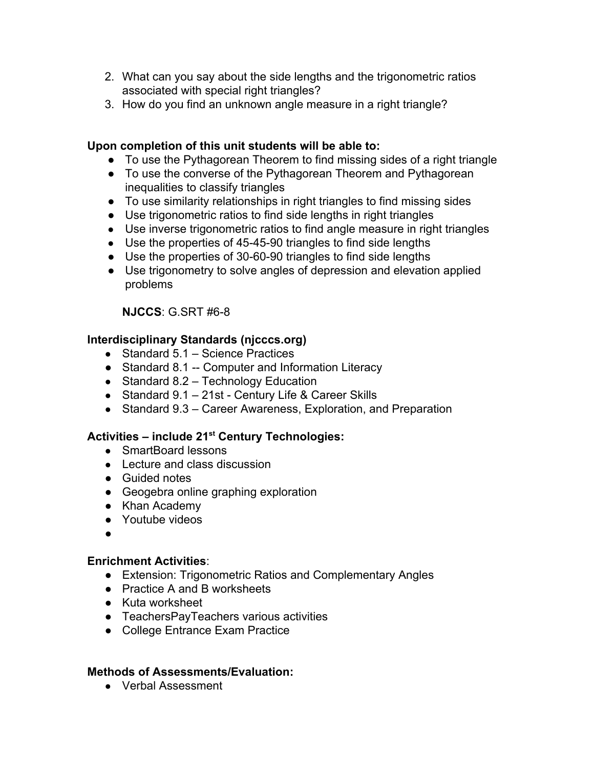2. What can you say about the side lengths and the trigonometric ratios associated with special right triangles?
3. How do you find an unknown angle measure in a right triangle?

**Upon completion of this unit students will be able to:**

- To use the Pythagorean Theorem to find missing sides of a right triangle
- To use the converse of the Pythagorean Theorem and Pythagorean inequalities to classify triangles
- To use similarity relationships in right triangles to find missing sides
- Use trigonometric ratios to find side lengths in right triangles
- Use inverse trigonometric ratios to find angle measure in right triangles
- Use the properties of 45-45-90 triangles to find side lengths
- Use the properties of 30-60-90 triangles to find side lengths
- Use trigonometry to solve angles of depression and elevation applied problems

**NJCCS**: G.SRT #6-8

**Interdisciplinary Standards (njcccs.org)**

- Standard 5.1 – Science Practices
- Standard 8.1 -- Computer and Information Literacy
- Standard 8.2 – Technology Education
- Standard 9.1 – 21st - Century Life & Career Skills
- Standard 9.3 – Career Awareness, Exploration, and Preparation

**Activities – include 21st Century Technologies:**

- SmartBoard lessons
- Lecture and class discussion
- Guided notes
- Geogebra online graphing exploration
- Khan Academy
- Youtube videos
-

**Enrichment Activities**:

- Extension: Trigonometric Ratios and Complementary Angles
- Practice A and B worksheets
- Kuta worksheet
- TeachersPayTeachers various activities
- College Entrance Exam Practice

**Methods of Assessments/Evaluation:**

- Verbal Assessment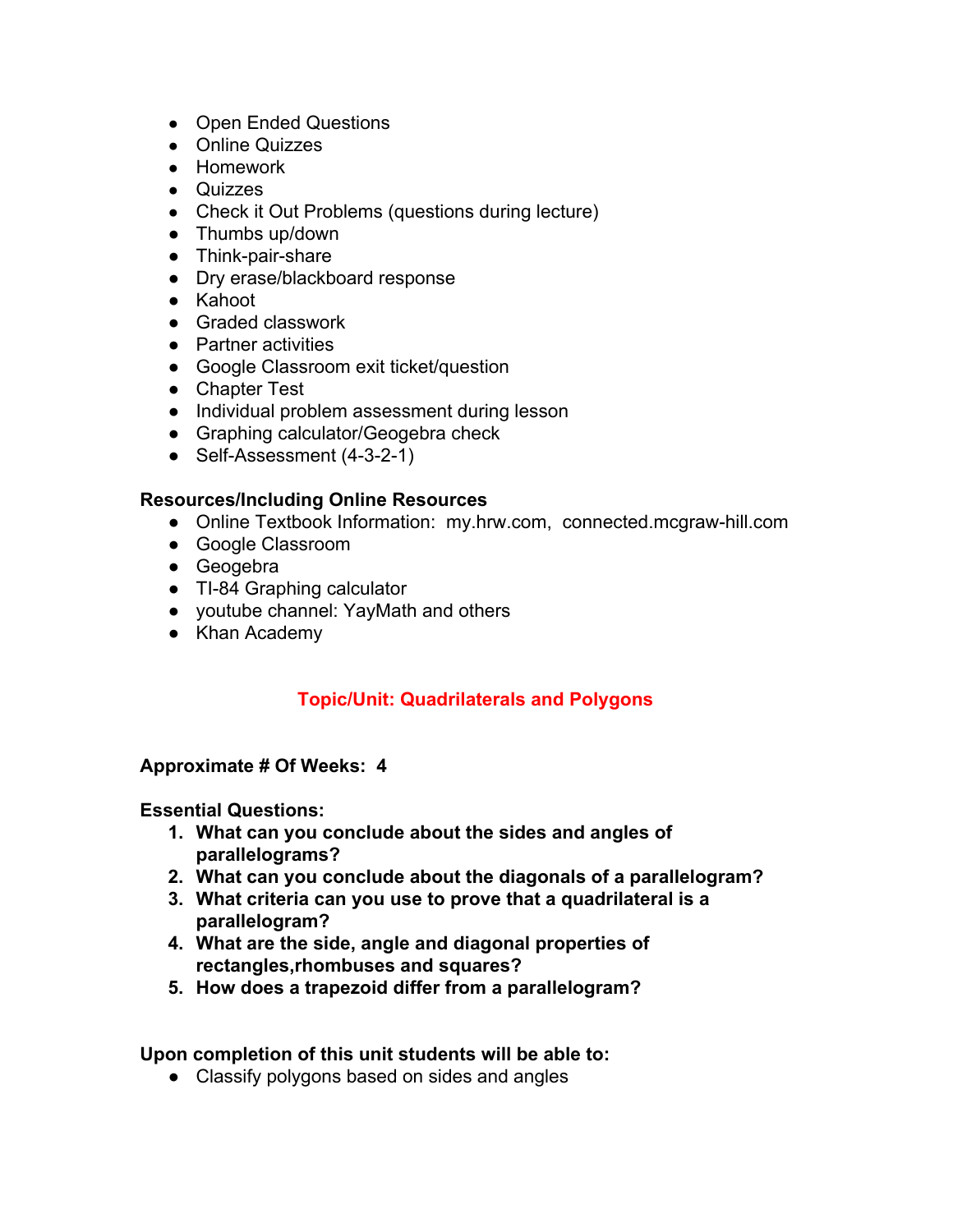- Open Ended Questions
- Online Quizzes
- Homework
- Quizzes
- Check it Out Problems (questions during lecture)
- Thumbs up/down
- Think-pair-share
- Dry erase/blackboard response
- Kahoot
- Graded classwork
- Partner activities
- Google Classroom exit ticket/question
- Chapter Test
- Individual problem assessment during lesson
- Graphing calculator/Geogebra check
- Self-Assessment (4-3-2-1)

**Resources/Including Online Resources**

- Online Textbook Information: my.hrw.com, connected.mcgraw-hill.com
- Google Classroom
- Geogebra
- TI-84 Graphing calculator
- youtube channel: YayMath and others
- Khan Academy

## Topic/Unit: Quadrilaterals and Polygons

**Approximate # Of Weeks: 4**

**Essential Questions:**

1. **What can you conclude about the sides and angles of parallelograms?**
2. **What can you conclude about the diagonals of a parallelogram?**
3. **What criteria can you use to prove that a quadrilateral is a parallelogram?**
4. **What are the side, angle and diagonal properties of rectangles,rhombuses and squares?**
5. **How does a trapezoid differ from a parallelogram?**

**Upon completion of this unit students will be able to:**

- Classify polygons based on sides and angles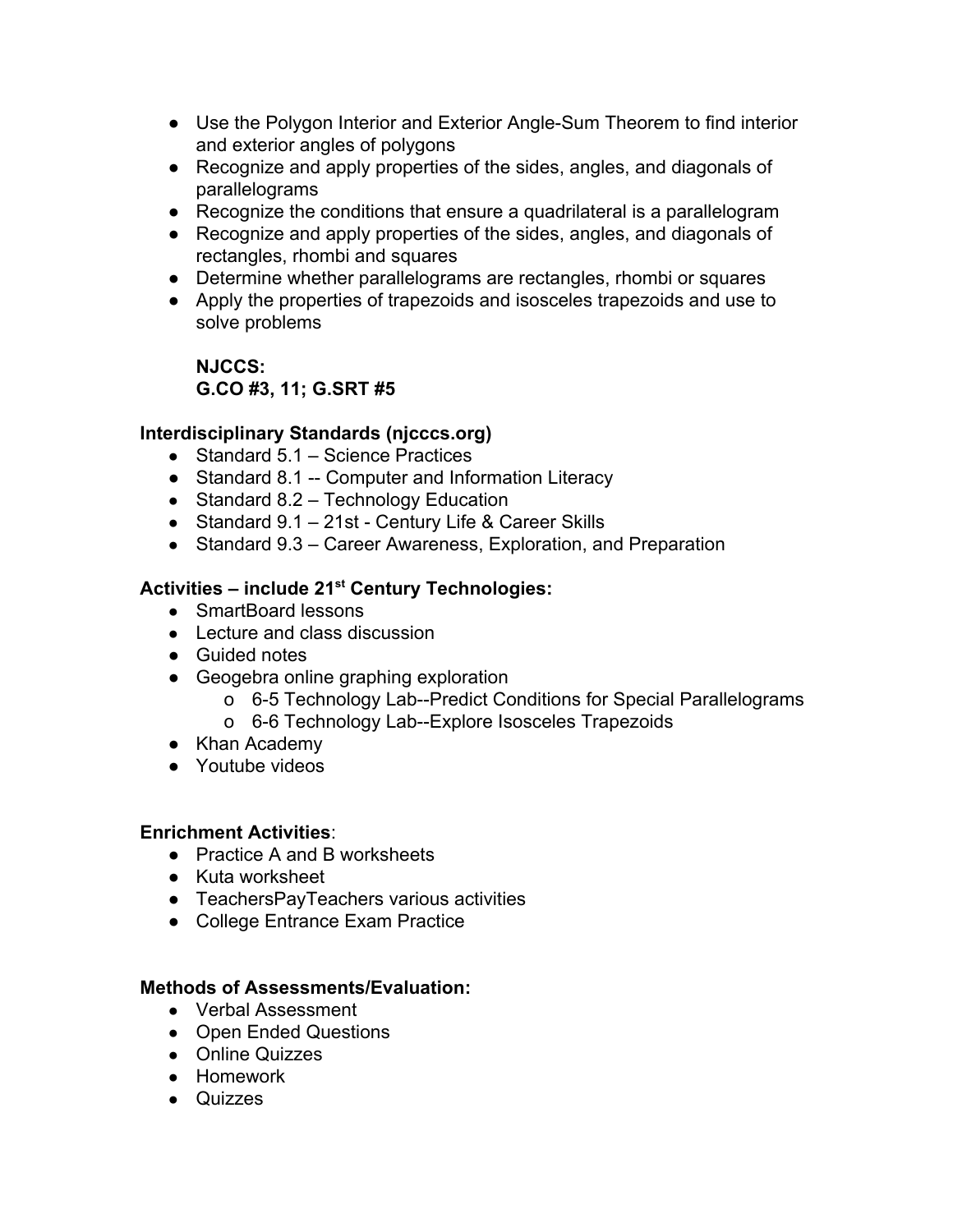- Use the Polygon Interior and Exterior Angle-Sum Theorem to find interior and exterior angles of polygons
- Recognize and apply properties of the sides, angles, and diagonals of parallelograms
- Recognize the conditions that ensure a quadrilateral is a parallelogram
- Recognize and apply properties of the sides, angles, and diagonals of rectangles, rhombi and squares
- Determine whether parallelograms are rectangles, rhombi or squares
- Apply the properties of trapezoids and isosceles trapezoids and use to solve problems

  **NJCCS:**
  **G.CO #3, 11; G.SRT #5**

**Interdisciplinary Standards (njcccs.org)**

- Standard 5.1 – Science Practices
- Standard 8.1 -- Computer and Information Literacy
- Standard 8.2 – Technology Education
- Standard 9.1 – 21st - Century Life & Career Skills
- Standard 9.3 – Career Awareness, Exploration, and Preparation

**Activities – include 21st Century Technologies:**

- SmartBoard lessons
- Lecture and class discussion
- Guided notes
- Geogebra online graphing exploration
  - 6-5 Technology Lab--Predict Conditions for Special Parallelograms
  - 6-6 Technology Lab--Explore Isosceles Trapezoids
- Khan Academy
- Youtube videos

**Enrichment Activities**:

- Practice A and B worksheets
- Kuta worksheet
- TeachersPayTeachers various activities
- College Entrance Exam Practice

**Methods of Assessments/Evaluation:**

- Verbal Assessment
- Open Ended Questions
- Online Quizzes
- Homework
- Quizzes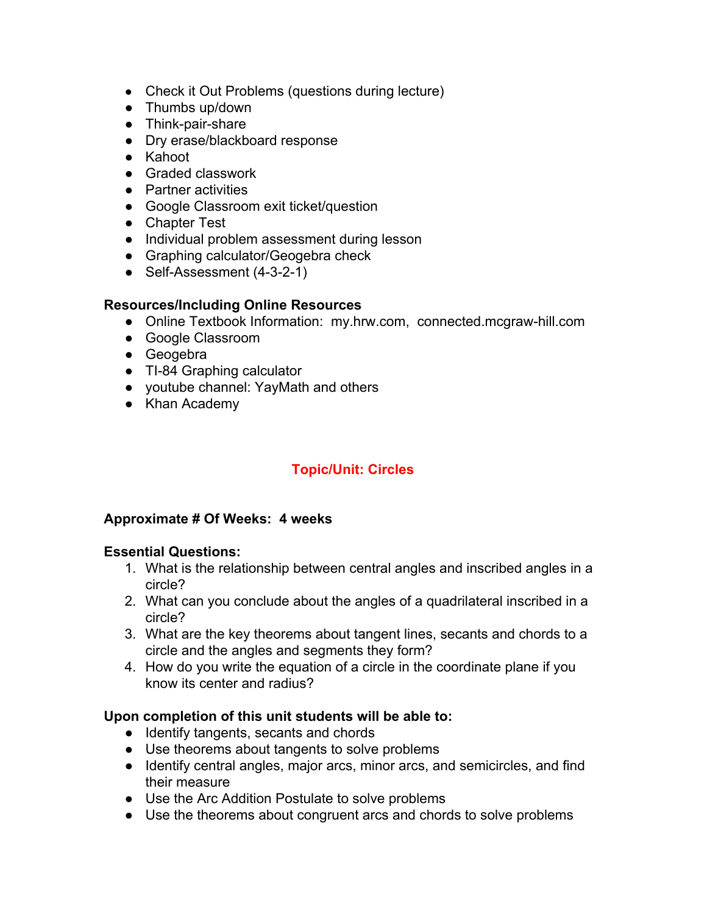- Check it Out Problems (questions during lecture)
- Thumbs up/down
- Think-pair-share
- Dry erase/blackboard response
- Kahoot
- Graded classwork
- Partner activities
- Google Classroom exit ticket/question
- Chapter Test
- Individual problem assessment during lesson
- Graphing calculator/Geogebra check
- Self-Assessment (4-3-2-1)

**Resources/Including Online Resources**

- Online Textbook Information: my.hrw.com, connected.mcgraw-hill.com
- Google Classroom
- Geogebra
- TI-84 Graphing calculator
- youtube channel: YayMath and others
- Khan Academy

## Topic/Unit: Circles

**Approximate # Of Weeks: 4 weeks**

**Essential Questions:**

1. What is the relationship between central angles and inscribed angles in a circle?
2. What can you conclude about the angles of a quadrilateral inscribed in a circle?
3. What are the key theorems about tangent lines, secants and chords to a circle and the angles and segments they form?
4. How do you write the equation of a circle in the coordinate plane if you know its center and radius?

**Upon completion of this unit students will be able to:**

- Identify tangents, secants and chords
- Use theorems about tangents to solve problems
- Identify central angles, major arcs, minor arcs, and semicircles, and find their measure
- Use the Arc Addition Postulate to solve problems
- Use the theorems about congruent arcs and chords to solve problems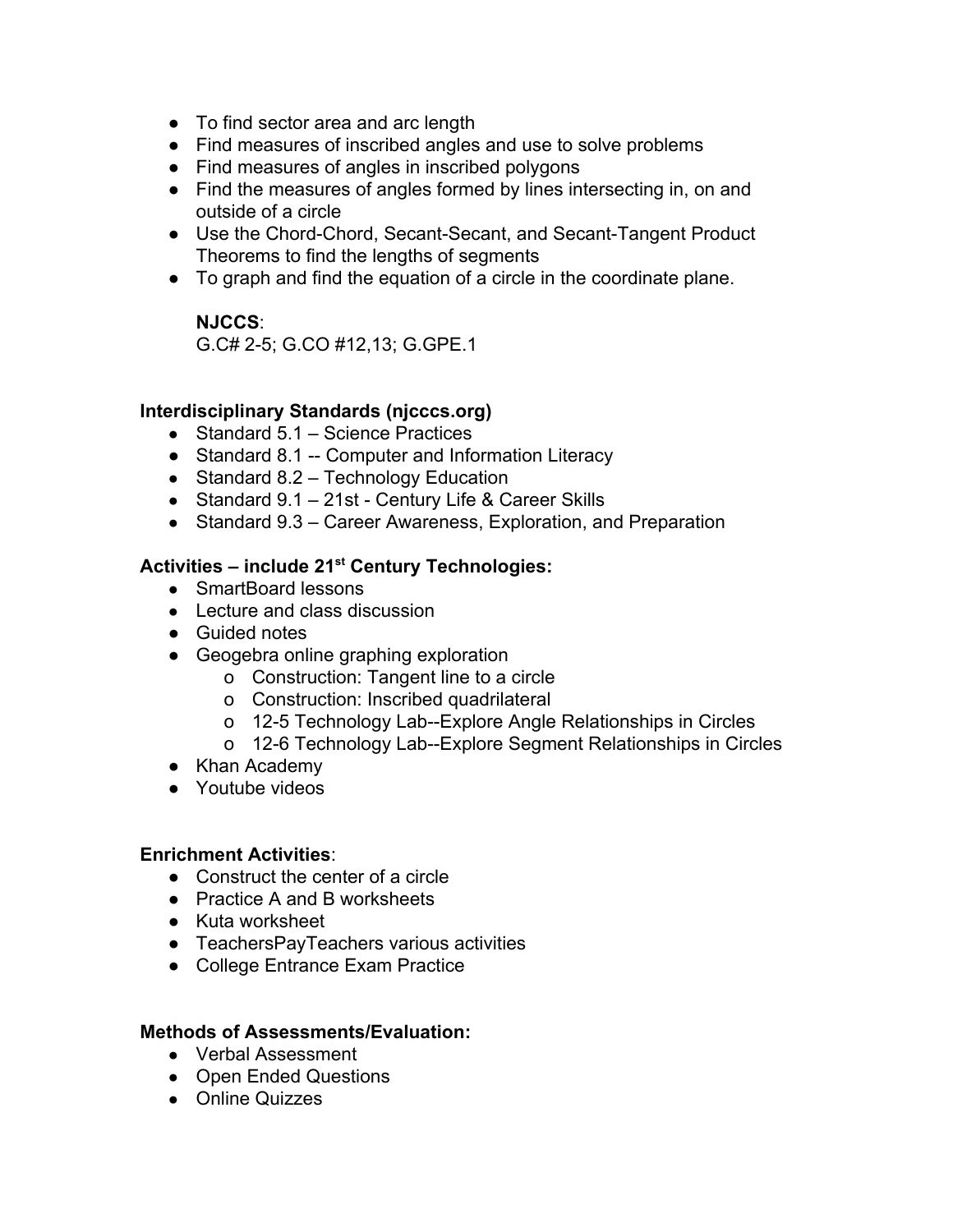- To find sector area and arc length
- Find measures of inscribed angles and use to solve problems
- Find measures of angles in inscribed polygons
- Find the measures of angles formed by lines intersecting in, on and outside of a circle
- Use the Chord-Chord, Secant-Secant, and Secant-Tangent Product Theorems to find the lengths of segments
- To graph and find the equation of a circle in the coordinate plane.

  **NJCCS**:
  G.C# 2-5; G.CO #12,13; G.GPE.1

**Interdisciplinary Standards (njcccs.org)**

- Standard 5.1 – Science Practices
- Standard 8.1 -- Computer and Information Literacy
- Standard 8.2 – Technology Education
- Standard 9.1 – 21st - Century Life & Career Skills
- Standard 9.3 – Career Awareness, Exploration, and Preparation

**Activities – include 21st Century Technologies:**

- SmartBoard lessons
- Lecture and class discussion
- Guided notes
- Geogebra online graphing exploration
  - Construction: Tangent line to a circle
  - Construction: Inscribed quadrilateral
  - 12-5 Technology Lab--Explore Angle Relationships in Circles
  - 12-6 Technology Lab--Explore Segment Relationships in Circles
- Khan Academy
- Youtube videos

**Enrichment Activities**:

- Construct the center of a circle
- Practice A and B worksheets
- Kuta worksheet
- TeachersPayTeachers various activities
- College Entrance Exam Practice

**Methods of Assessments/Evaluation:**

- Verbal Assessment
- Open Ended Questions
- Online Quizzes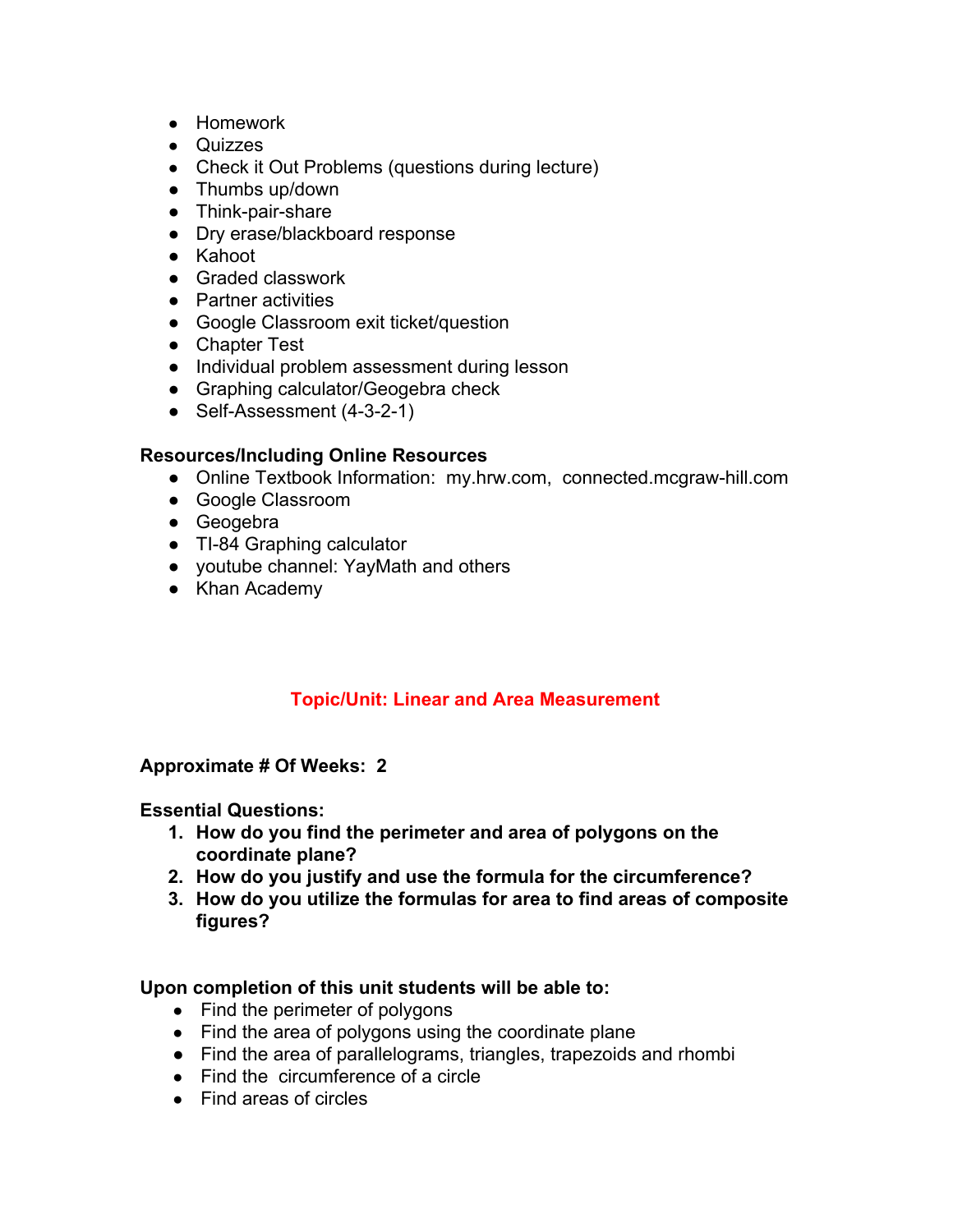- Homework
- Quizzes
- Check it Out Problems (questions during lecture)
- Thumbs up/down
- Think-pair-share
- Dry erase/blackboard response
- Kahoot
- Graded classwork
- Partner activities
- Google Classroom exit ticket/question
- Chapter Test
- Individual problem assessment during lesson
- Graphing calculator/Geogebra check
- Self-Assessment (4-3-2-1)

**Resources/Including Online Resources**

- Online Textbook Information: my.hrw.com, connected.mcgraw-hill.com
- Google Classroom
- Geogebra
- TI-84 Graphing calculator
- youtube channel: YayMath and others
- Khan Academy

## Topic/Unit: Linear and Area Measurement

**Approximate # Of Weeks: 2**

**Essential Questions:**

1. **How do you find the perimeter and area of polygons on the coordinate plane?**
2. **How do you justify and use the formula for the circumference?**
3. **How do you utilize the formulas for area to find areas of composite figures?**

**Upon completion of this unit students will be able to:**

- Find the perimeter of polygons
- Find the area of polygons using the coordinate plane
- Find the area of parallelograms, triangles, trapezoids and rhombi
- Find the circumference of a circle
- Find areas of circles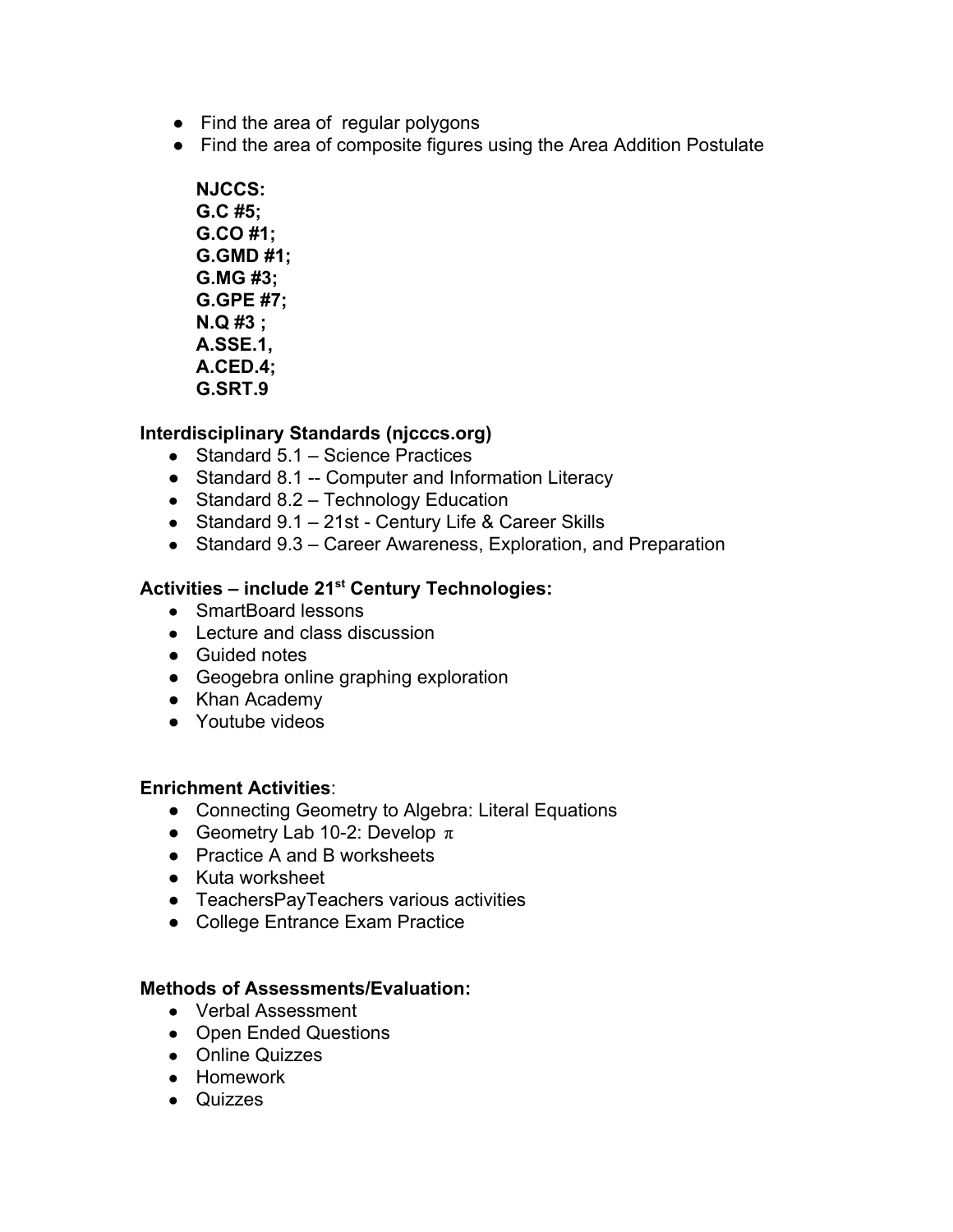- Find the area of  regular polygons
- Find the area of composite figures using the Area Addition Postulate

**NJCCS:**
**G.C #5;**
**G.CO #1;**
**G.GMD #1;**
**G.MG #3;**
**G.GPE #7;**
**N.Q #3 ;**
**A.SSE.1,**
**A.CED.4;**
**G.SRT.9**

**Interdisciplinary Standards (njcccs.org)**

- Standard 5.1 – Science Practices
- Standard 8.1 -- Computer and Information Literacy
- Standard 8.2 – Technology Education
- Standard 9.1 – 21st - Century Life & Career Skills
- Standard 9.3 – Career Awareness, Exploration, and Preparation

**Activities – include 21st Century Technologies:**

- SmartBoard lessons
- Lecture and class discussion
- Guided notes
- Geogebra online graphing exploration
- Khan Academy
- Youtube videos

**Enrichment Activities**:

- Connecting Geometry to Algebra: Literal Equations
- Geometry Lab 10-2: Develop $\pi$
- Practice A and B worksheets
- Kuta worksheet
- TeachersPayTeachers various activities
- College Entrance Exam Practice

**Methods of Assessments/Evaluation:**

- Verbal Assessment
- Open Ended Questions
- Online Quizzes
- Homework
- Quizzes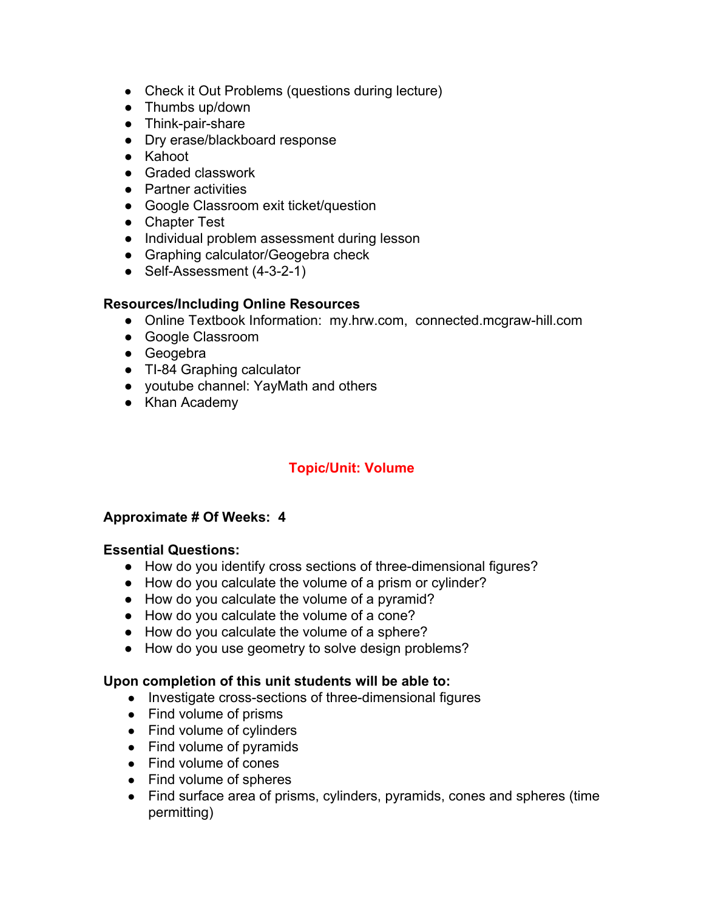- Check it Out Problems (questions during lecture)
- Thumbs up/down
- Think-pair-share
- Dry erase/blackboard response
- Kahoot
- Graded classwork
- Partner activities
- Google Classroom exit ticket/question
- Chapter Test
- Individual problem assessment during lesson
- Graphing calculator/Geogebra check
- Self-Assessment (4-3-2-1)

**Resources/Including Online Resources**

- Online Textbook Information: my.hrw.com, connected.mcgraw-hill.com
- Google Classroom
- Geogebra
- TI-84 Graphing calculator
- youtube channel: YayMath and others
- Khan Academy

## Topic/Unit: Volume

**Approximate # Of Weeks: 4**

**Essential Questions:**

- How do you identify cross sections of three-dimensional figures?
- How do you calculate the volume of a prism or cylinder?
- How do you calculate the volume of a pyramid?
- How do you calculate the volume of a cone?
- How do you calculate the volume of a sphere?
- How do you use geometry to solve design problems?

**Upon completion of this unit students will be able to:**

- Investigate cross-sections of three-dimensional figures
- Find volume of prisms
- Find volume of cylinders
- Find volume of pyramids
- Find volume of cones
- Find volume of spheres
- Find surface area of prisms, cylinders, pyramids, cones and spheres (time permitting)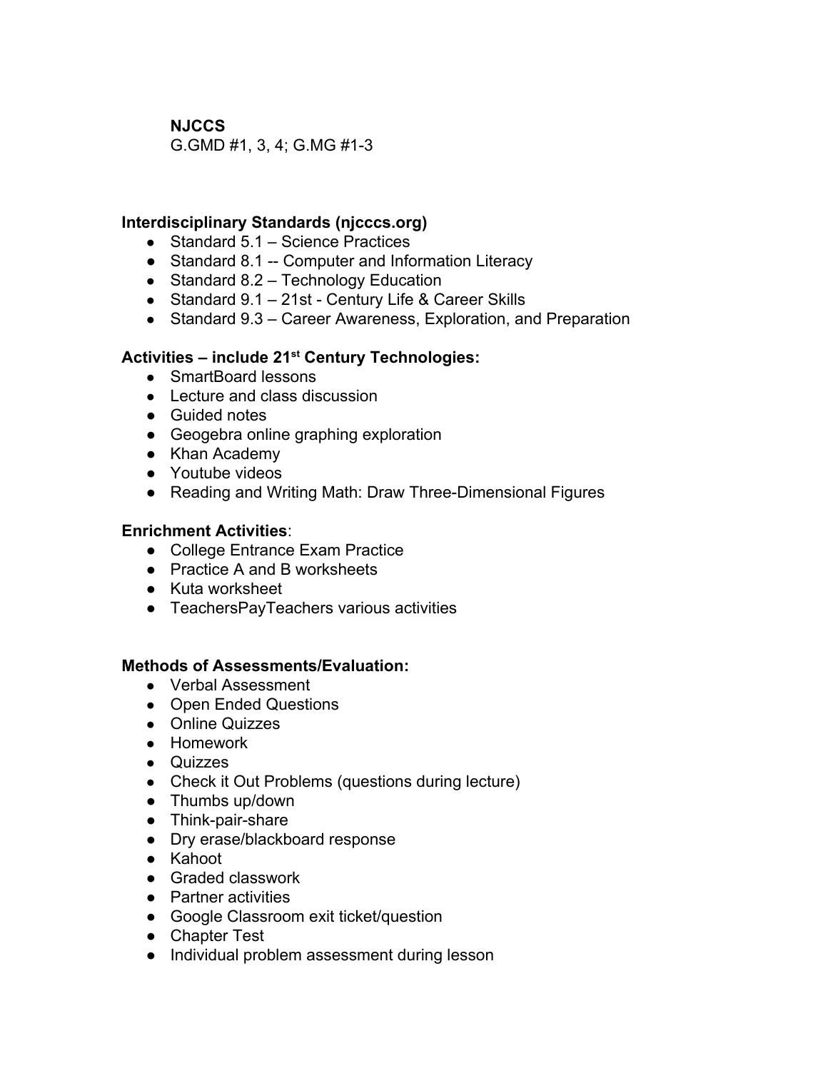**NJCCS**

G.GMD #1, 3, 4; G.MG #1-3

**Interdisciplinary Standards (njcccs.org)**

- Standard 5.1 – Science Practices
- Standard 8.1 -- Computer and Information Literacy
- Standard 8.2 – Technology Education
- Standard 9.1 – 21st - Century Life & Career Skills
- Standard 9.3 – Career Awareness, Exploration, and Preparation

**Activities – include 21st Century Technologies:**

- SmartBoard lessons
- Lecture and class discussion
- Guided notes
- Geogebra online graphing exploration
- Khan Academy
- Youtube videos
- Reading and Writing Math: Draw Three-Dimensional Figures

**Enrichment Activities**:

- College Entrance Exam Practice
- Practice A and B worksheets
- Kuta worksheet
- TeachersPayTeachers various activities

**Methods of Assessments/Evaluation:**

- Verbal Assessment
- Open Ended Questions
- Online Quizzes
- Homework
- Quizzes
- Check it Out Problems (questions during lecture)
- Thumbs up/down
- Think-pair-share
- Dry erase/blackboard response
- Kahoot
- Graded classwork
- Partner activities
- Google Classroom exit ticket/question
- Chapter Test
- Individual problem assessment during lesson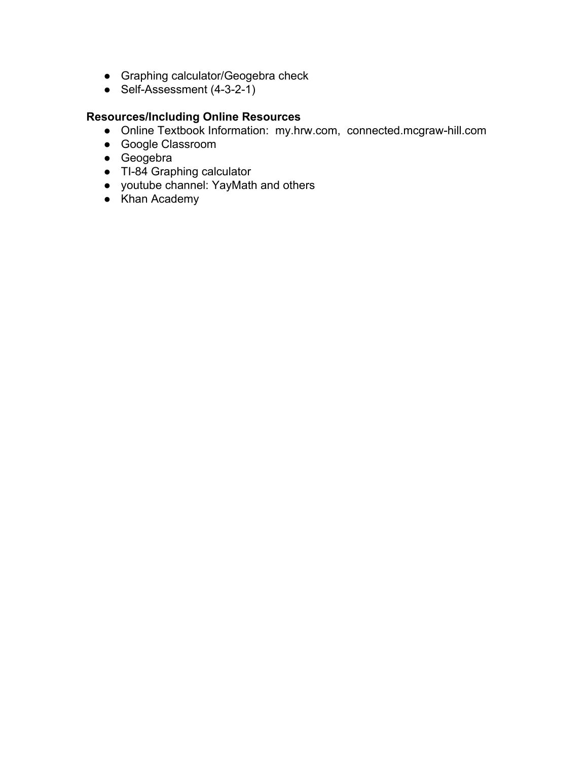- Graphing calculator/Geogebra check
- Self-Assessment (4-3-2-1)

**Resources/Including Online Resources**

- Online Textbook Information: my.hrw.com, connected.mcgraw-hill.com
- Google Classroom
- Geogebra
- TI-84 Graphing calculator
- youtube channel: YayMath and others
- Khan Academy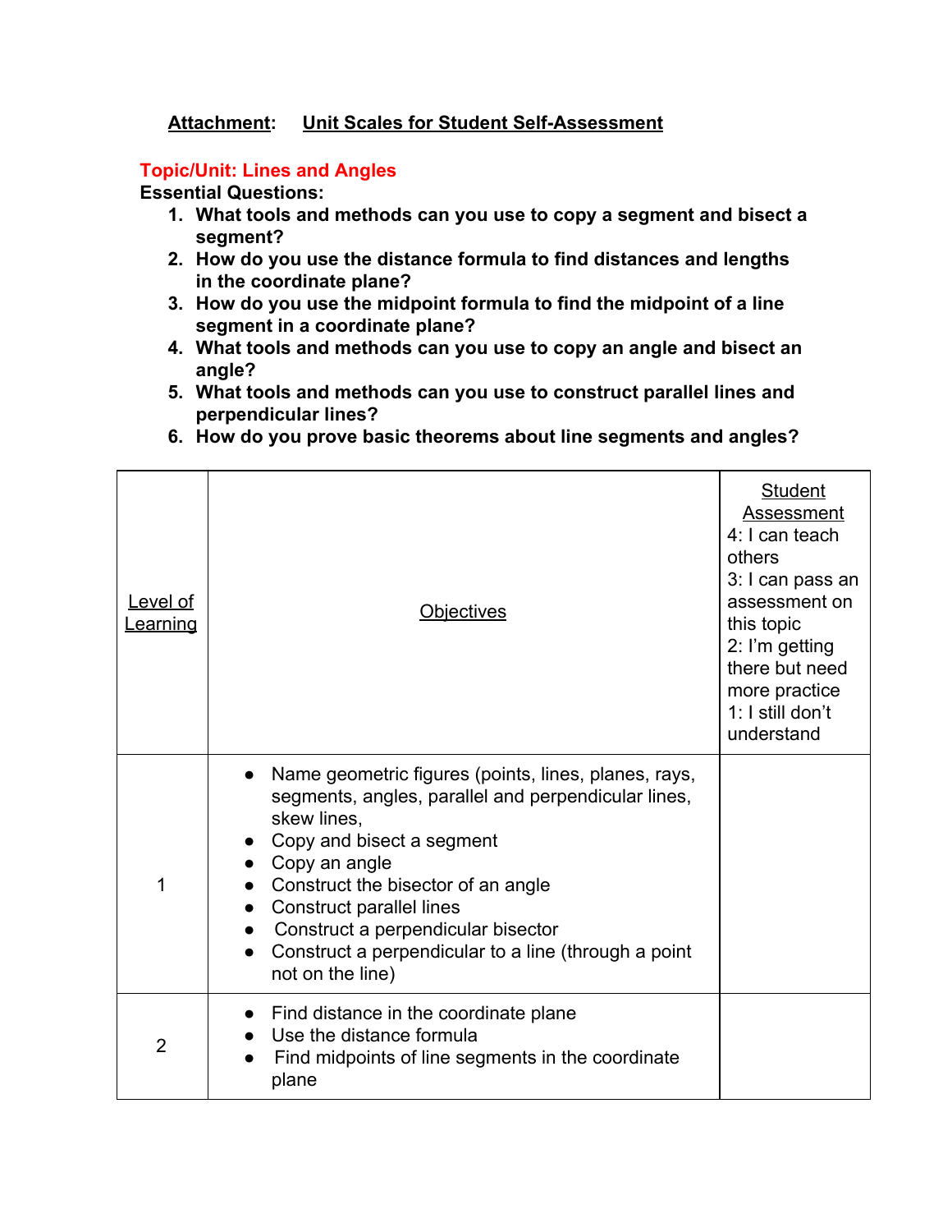**Attachment**: **Unit Scales for Student Self-Assessment**

**Topic/Unit: Lines and Angles**

**Essential Questions:**

1. **What tools and methods can you use to copy a segment and bisect a segment?**
2. **How do you use the distance formula to find distances and lengths in the coordinate plane?**
3. **How do you use the midpoint formula to find the midpoint of a line segment in a coordinate plane?**
4. **What tools and methods can you use to copy an angle and bisect an angle?**
5. **What tools and methods can you use to construct parallel lines and perpendicular lines?**
6. **How do you prove basic theorems about line segments and angles?**

| Level of Learning | Objectives | Student Assessment<br>4: I can teach others<br>3: I can pass an assessment on this topic<br>2: I'm getting there but need more practice<br>1: I still don't understand |
|---|---|---|
| 1 | • Name geometric figures (points, lines, planes, rays, segments, angles, parallel and perpendicular lines, skew lines,<br>• Copy and bisect a segment<br>• Copy an angle<br>• Construct the bisector of an angle<br>• Construct parallel lines<br>• Construct a perpendicular bisector<br>• Construct a perpendicular to a line (through a point not on the line) | |
| 2 | • Find distance in the coordinate plane<br>• Use the distance formula<br>• Find midpoints of line segments in the coordinate plane | |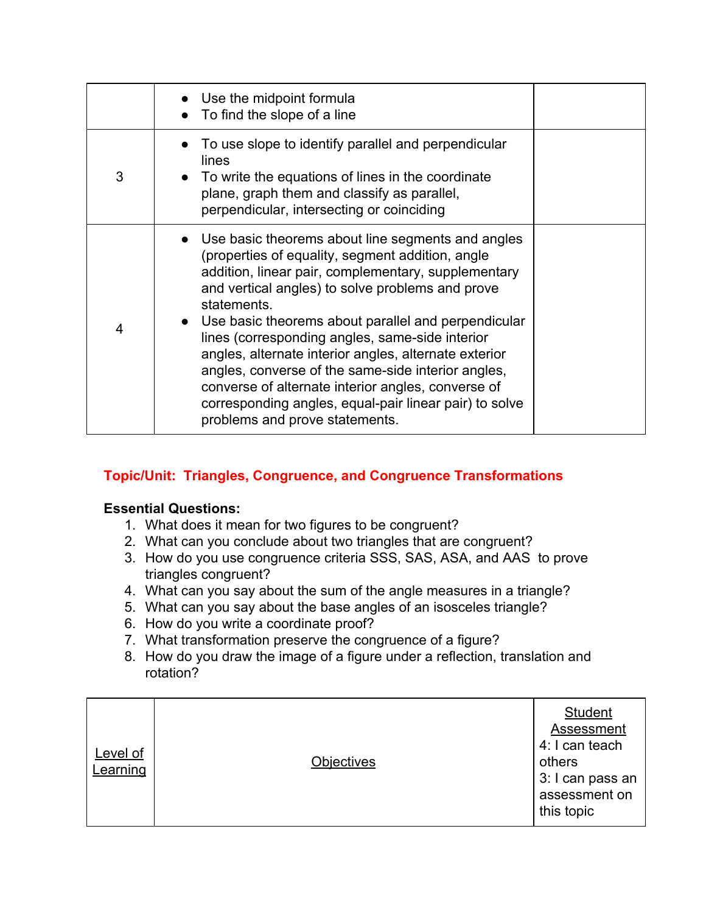| | | |
|---|---|---|
| | • Use the midpoint formula<br>• To find the slope of a line | |
| 3 | • To use slope to identify parallel and perpendicular lines<br>• To write the equations of lines in the coordinate plane, graph them and classify as parallel, perpendicular, intersecting or coinciding | |
| 4 | • Use basic theorems about line segments and angles (properties of equality, segment addition, angle addition, linear pair, complementary, supplementary and vertical angles) to solve problems and prove statements.<br>• Use basic theorems about parallel and perpendicular lines (corresponding angles, same-side interior angles, alternate interior angles, alternate exterior angles, converse of the same-side interior angles, converse of alternate interior angles, converse of corresponding angles, equal-pair linear pair) to solve problems and prove statements. | |

## Topic/Unit: Triangles, Congruence, and Congruence Transformations

**Essential Questions:**

1. What does it mean for two figures to be congruent?
2. What can you conclude about two triangles that are congruent?
3. How do you use congruence criteria SSS, SAS, ASA, and AAS to prove triangles congruent?
4. What can you say about the sum of the angle measures in a triangle?
5. What can you say about the base angles of an isosceles triangle?
6. How do you write a coordinate proof?
7. What transformation preserve the congruence of a figure?
8. How do you draw the image of a figure under a reflection, translation and rotation?

| Level of Learning | Objectives | Student Assessment<br>4: I can teach others<br>3: I can pass an assessment on this topic |
|---|---|---|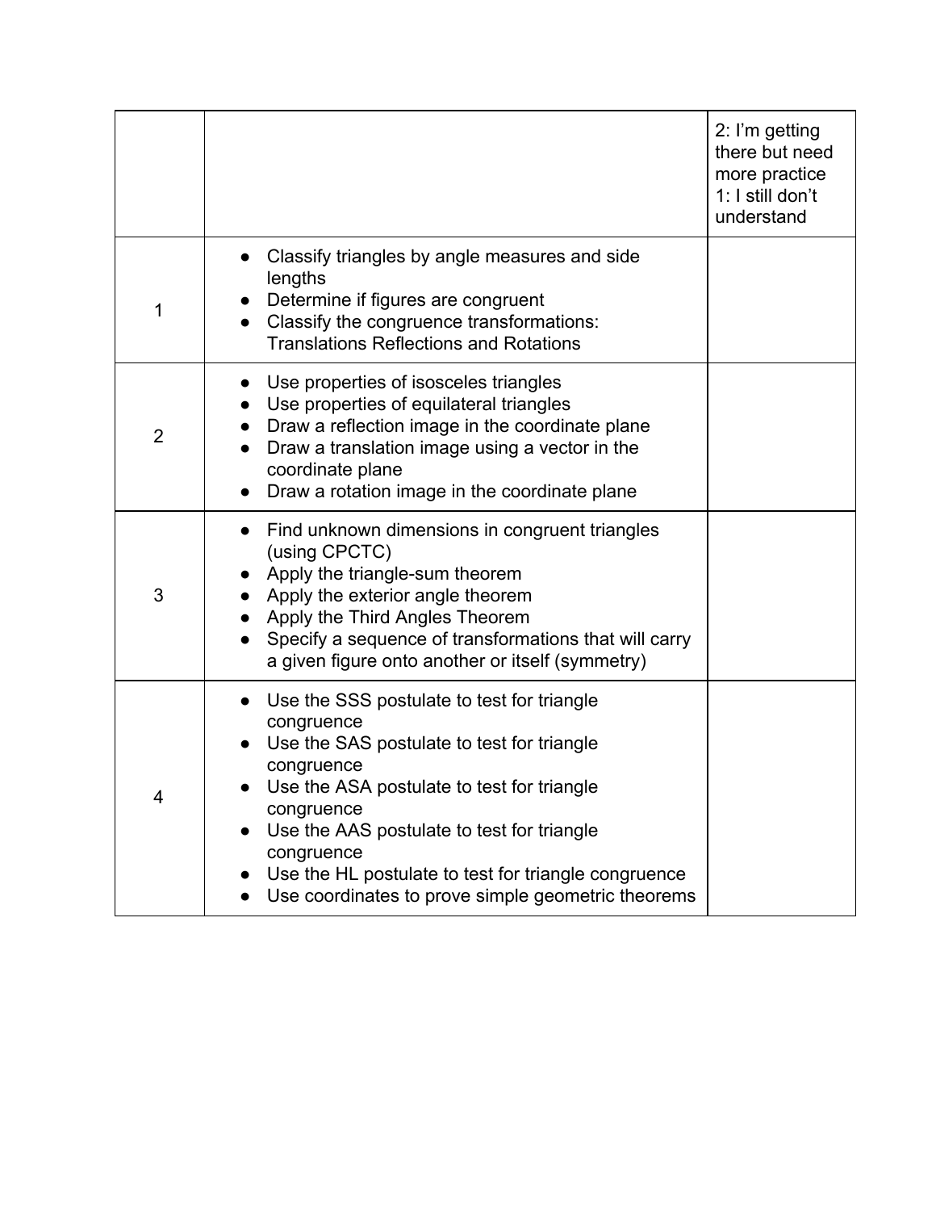| | | 2: I'm getting there but need more practice<br>1: I still don't understand |
|---|---|---|
| 1 | • Classify triangles by angle measures and side lengths<br>• Determine if figures are congruent<br>• Classify the congruence transformations: Translations Reflections and Rotations | |
| 2 | • Use properties of isosceles triangles<br>• Use properties of equilateral triangles<br>• Draw a reflection image in the coordinate plane<br>• Draw a translation image using a vector in the coordinate plane<br>• Draw a rotation image in the coordinate plane | |
| 3 | • Find unknown dimensions in congruent triangles (using CPCTC)<br>• Apply the triangle-sum theorem<br>• Apply the exterior angle theorem<br>• Apply the Third Angles Theorem<br>• Specify a sequence of transformations that will carry a given figure onto another or itself (symmetry) | |
| 4 | • Use the SSS postulate to test for triangle congruence<br>• Use the SAS postulate to test for triangle congruence<br>• Use the ASA postulate to test for triangle congruence<br>• Use the AAS postulate to test for triangle congruence<br>• Use the HL postulate to test for triangle congruence<br>• Use coordinates to prove simple geometric theorems | |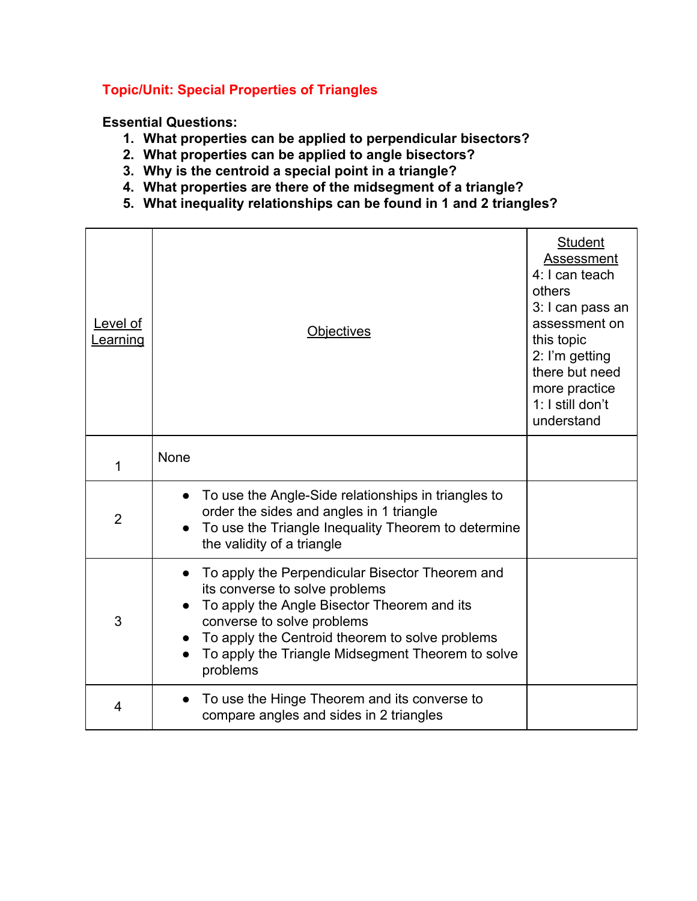## Topic/Unit: Special Properties of Triangles

**Essential Questions:**

1. **What properties can be applied to perpendicular bisectors?**
2. **What properties can be applied to angle bisectors?**
3. **Why is the centroid a special point in a triangle?**
4. **What properties are there of the midsegment of a triangle?**
5. **What inequality relationships can be found in 1 and 2 triangles?**

| Level of Learning | Objectives | Student Assessment<br>4: I can teach others<br>3: I can pass an assessment on this topic<br>2: I'm getting there but need more practice<br>1: I still don't understand |
|---|---|---|
| 1 | None | |
| 2 | • To use the Angle-Side relationships in triangles to order the sides and angles in 1 triangle<br>• To use the Triangle Inequality Theorem to determine the validity of a triangle | |
| 3 | • To apply the Perpendicular Bisector Theorem and its converse to solve problems<br>• To apply the Angle Bisector Theorem and its converse to solve problems<br>• To apply the Centroid theorem to solve problems<br>• To apply the Triangle Midsegment Theorem to solve problems | |
| 4 | • To use the Hinge Theorem and its converse to compare angles and sides in 2 triangles | |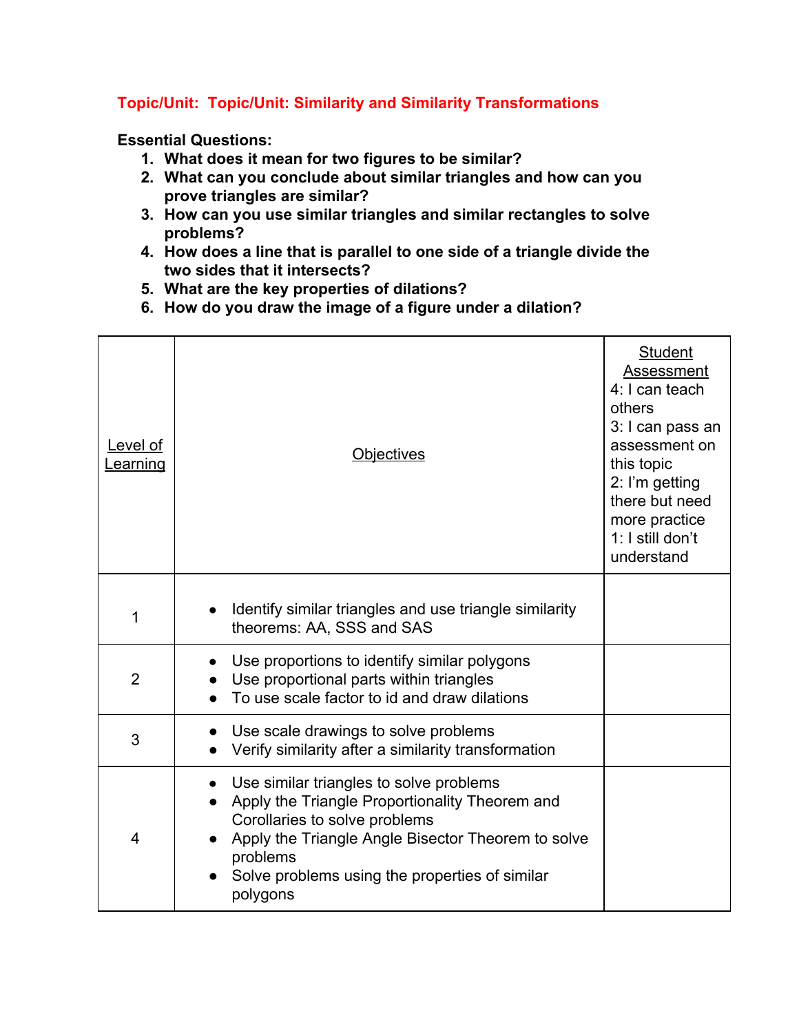**Topic/Unit: Topic/Unit: Similarity and Similarity Transformations**

**Essential Questions:**

1. **What does it mean for two figures to be similar?**
2. **What can you conclude about similar triangles and how can you prove triangles are similar?**
3. **How can you use similar triangles and similar rectangles to solve problems?**
4. **How does a line that is parallel to one side of a triangle divide the two sides that it intersects?**
5. **What are the key properties of dilations?**
6. **How do you draw the image of a figure under a dilation?**

| Level of Learning | Objectives | Student Assessment<br>4: I can teach others<br>3: I can pass an assessment on this topic<br>2: I'm getting there but need more practice<br>1: I still don't understand |
|---|---|---|
| 1 | • Identify similar triangles and use triangle similarity theorems: AA, SSS and SAS | |
| 2 | • Use proportions to identify similar polygons<br>• Use proportional parts within triangles<br>• To use scale factor to id and draw dilations | |
| 3 | • Use scale drawings to solve problems<br>• Verify similarity after a similarity transformation | |
| 4 | • Use similar triangles to solve problems<br>• Apply the Triangle Proportionality Theorem and Corollaries to solve problems<br>• Apply the Triangle Angle Bisector Theorem to solve problems<br>• Solve problems using the properties of similar polygons | |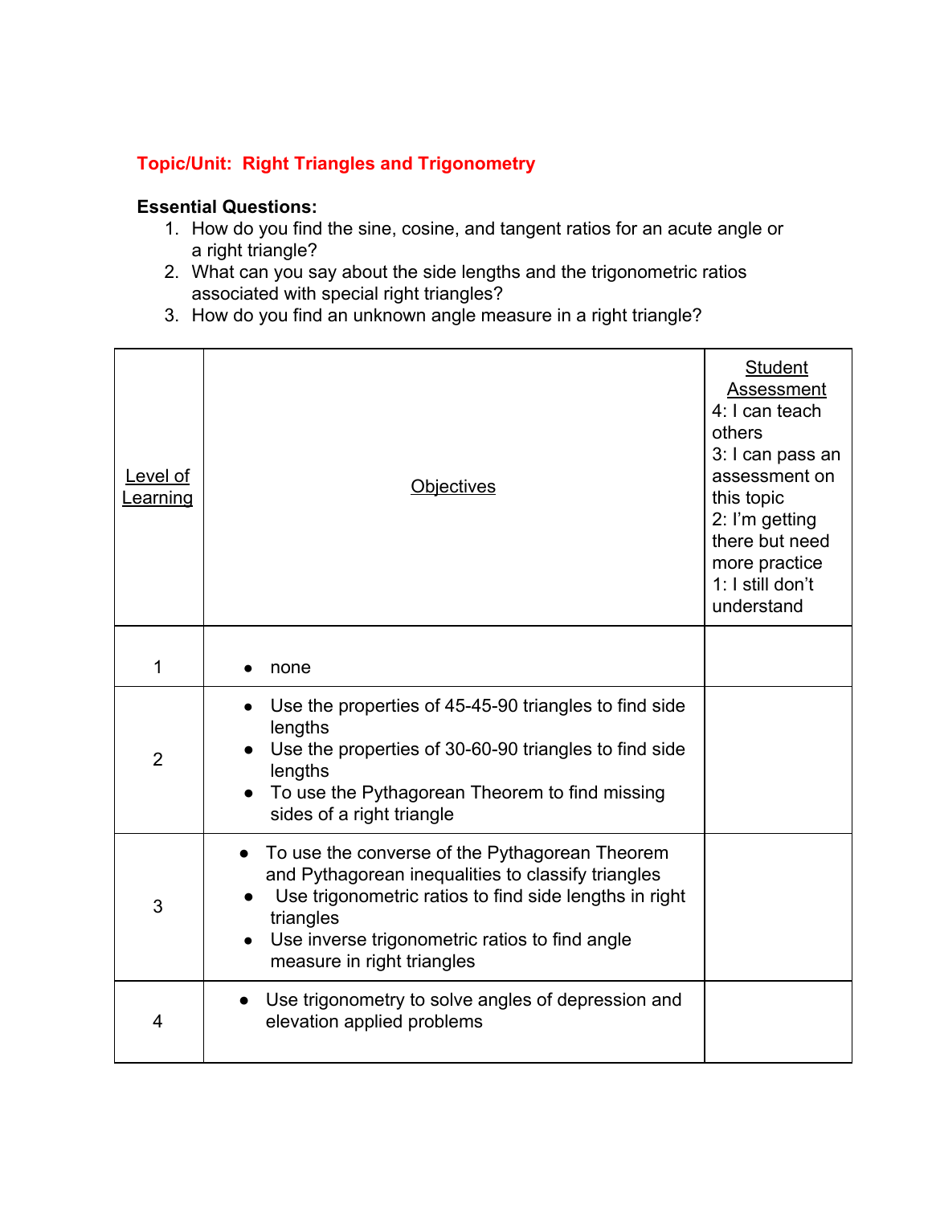**Topic/Unit: Right Triangles and Trigonometry**

**Essential Questions:**

1. How do you find the sine, cosine, and tangent ratios for an acute angle or a right triangle?
2. What can you say about the side lengths and the trigonometric ratios associated with special right triangles?
3. How do you find an unknown angle measure in a right triangle?

| Level of Learning | Objectives | Student Assessment<br>4: I can teach others<br>3: I can pass an assessment on this topic<br>2: I'm getting there but need more practice<br>1: I still don't understand |
|---|---|---|
| 1 | • none | |
| 2 | • Use the properties of 45-45-90 triangles to find side lengths<br>• Use the properties of 30-60-90 triangles to find side lengths<br>• To use the Pythagorean Theorem to find missing sides of a right triangle | |
| 3 | • To use the converse of the Pythagorean Theorem and Pythagorean inequalities to classify triangles<br>• Use trigonometric ratios to find side lengths in right triangles<br>• Use inverse trigonometric ratios to find angle measure in right triangles | |
| 4 | • Use trigonometry to solve angles of depression and elevation applied problems | |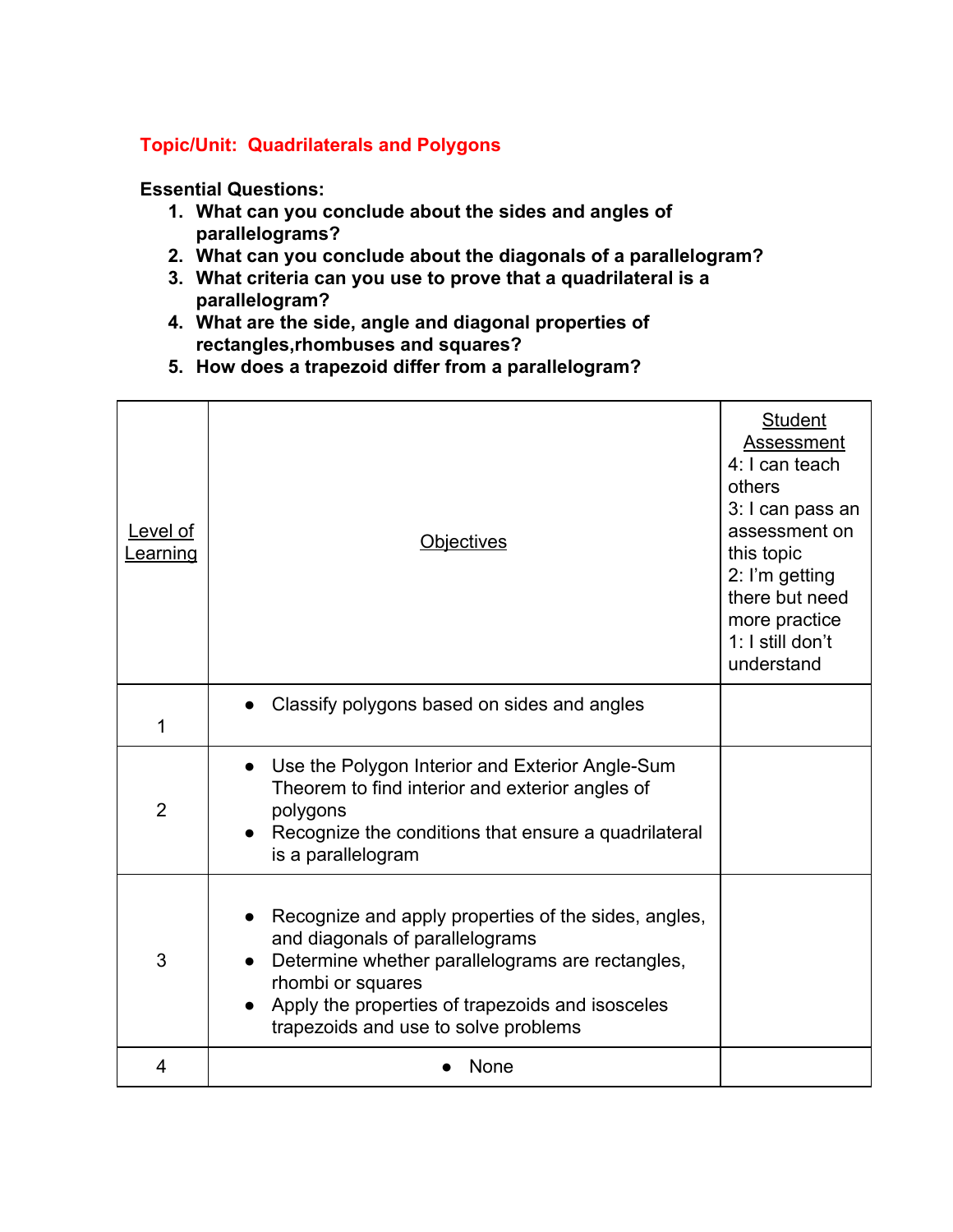## Topic/Unit: Quadrilaterals and Polygons

**Essential Questions:**

1. **What can you conclude about the sides and angles of parallelograms?**
2. **What can you conclude about the diagonals of a parallelogram?**
3. **What criteria can you use to prove that a quadrilateral is a parallelogram?**
4. **What are the side, angle and diagonal properties of rectangles,rhombuses and squares?**
5. **How does a trapezoid differ from a parallelogram?**

| Level of Learning | Objectives | Student Assessment<br>4: I can teach others<br>3: I can pass an assessment on this topic<br>2: I'm getting there but need more practice<br>1: I still don't understand |
|---|---|---|
| 1 | • Classify polygons based on sides and angles | |
| 2 | • Use the Polygon Interior and Exterior Angle-Sum Theorem to find interior and exterior angles of polygons<br>• Recognize the conditions that ensure a quadrilateral is a parallelogram | |
| 3 | • Recognize and apply properties of the sides, angles, and diagonals of parallelograms<br>• Determine whether parallelograms are rectangles, rhombi or squares<br>• Apply the properties of trapezoids and isosceles trapezoids and use to solve problems | |
| 4 | • None | |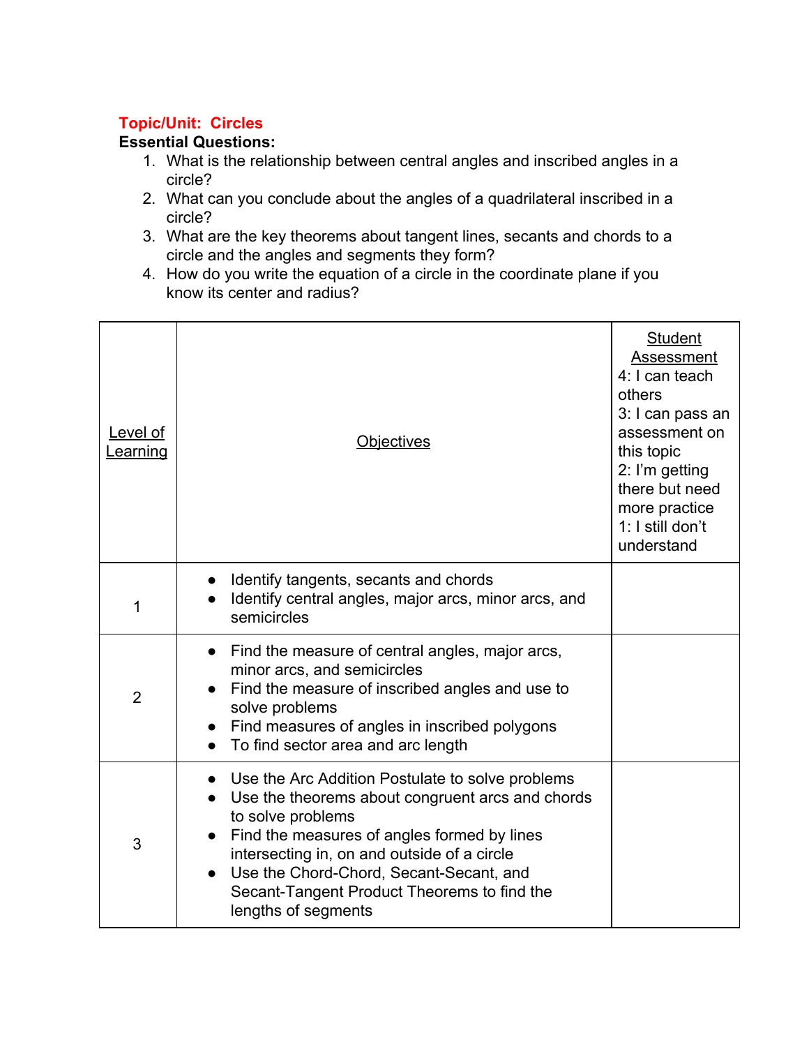**Topic/Unit: Circles**

**Essential Questions:**

1. What is the relationship between central angles and inscribed angles in a circle?
2. What can you conclude about the angles of a quadrilateral inscribed in a circle?
3. What are the key theorems about tangent lines, secants and chords to a circle and the angles and segments they form?
4. How do you write the equation of a circle in the coordinate plane if you know its center and radius?

| Level of Learning | Objectives | Student Assessment<br>4: I can teach others<br>3: I can pass an assessment on this topic<br>2: I'm getting there but need more practice<br>1: I still don't understand |
|---|---|---|
| 1 | • Identify tangents, secants and chords<br>• Identify central angles, major arcs, minor arcs, and semicircles | |
| 2 | • Find the measure of central angles, major arcs, minor arcs, and semicircles<br>• Find the measure of inscribed angles and use to solve problems<br>• Find measures of angles in inscribed polygons<br>• To find sector area and arc length | |
| 3 | • Use the Arc Addition Postulate to solve problems<br>• Use the theorems about congruent arcs and chords to solve problems<br>• Find the measures of angles formed by lines intersecting in, on and outside of a circle<br>• Use the Chord-Chord, Secant-Secant, and Secant-Tangent Product Theorems to find the lengths of segments | |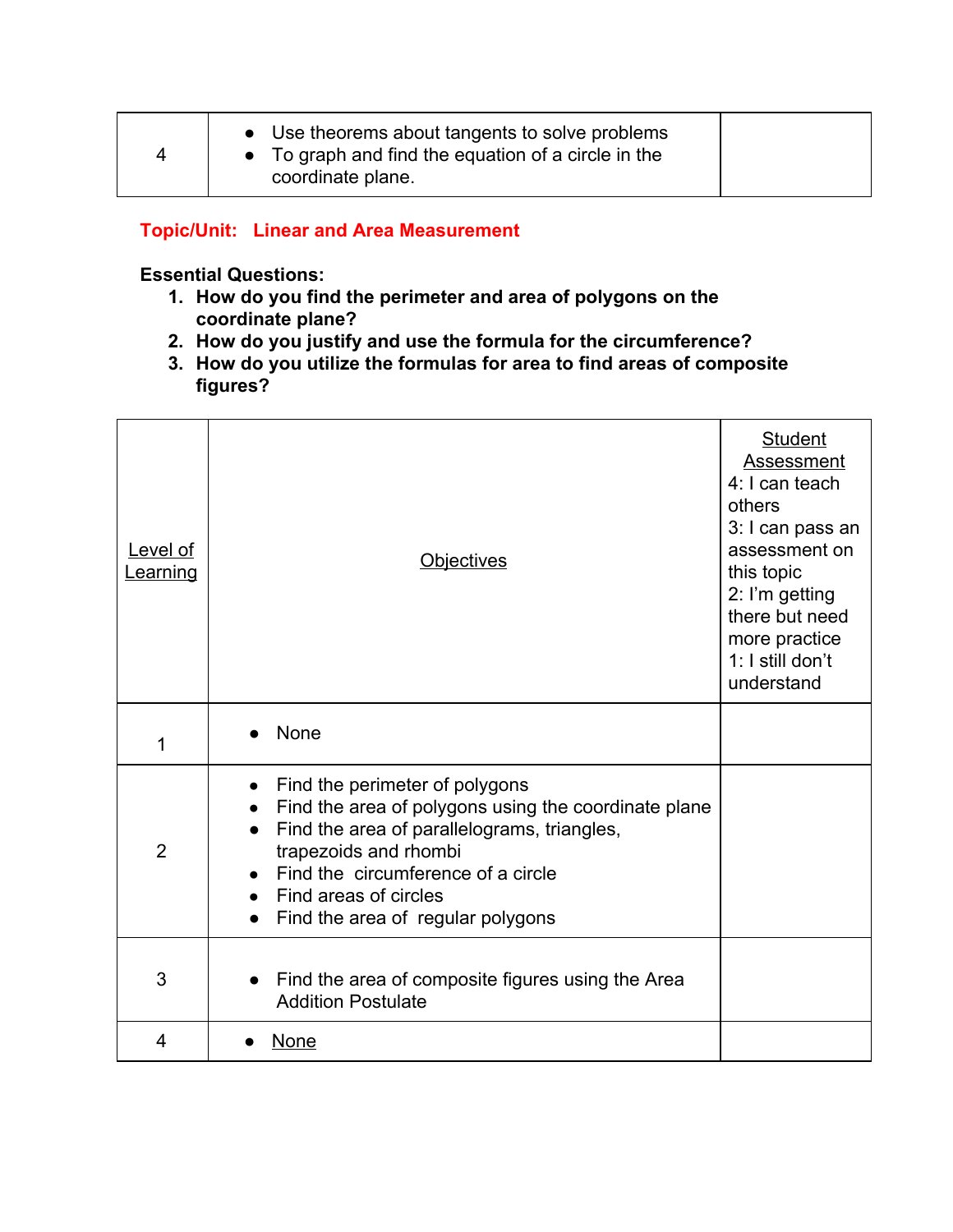| 4 | • Use theorems about tangents to solve problems<br>• To graph and find the equation of a circle in the coordinate plane. | |
|---|---|---|

**Topic/Unit: Linear and Area Measurement**

**Essential Questions:**

1. **How do you find the perimeter and area of polygons on the coordinate plane?**
2. **How do you justify and use the formula for the circumference?**
3. **How do you utilize the formulas for area to find areas of composite figures?**

| Level of Learning | Objectives | Student Assessment<br>4: I can teach others<br>3: I can pass an assessment on this topic<br>2: I'm getting there but need more practice<br>1: I still don't understand |
|---|---|---|
| 1 | • None | |
| 2 | • Find the perimeter of polygons<br>• Find the area of polygons using the coordinate plane<br>• Find the area of parallelograms, triangles, trapezoids and rhombi<br>• Find the circumference of a circle<br>• Find areas of circles<br>• Find the area of regular polygons | |
| 3 | • Find the area of composite figures using the Area Addition Postulate | |
| 4 | • None | |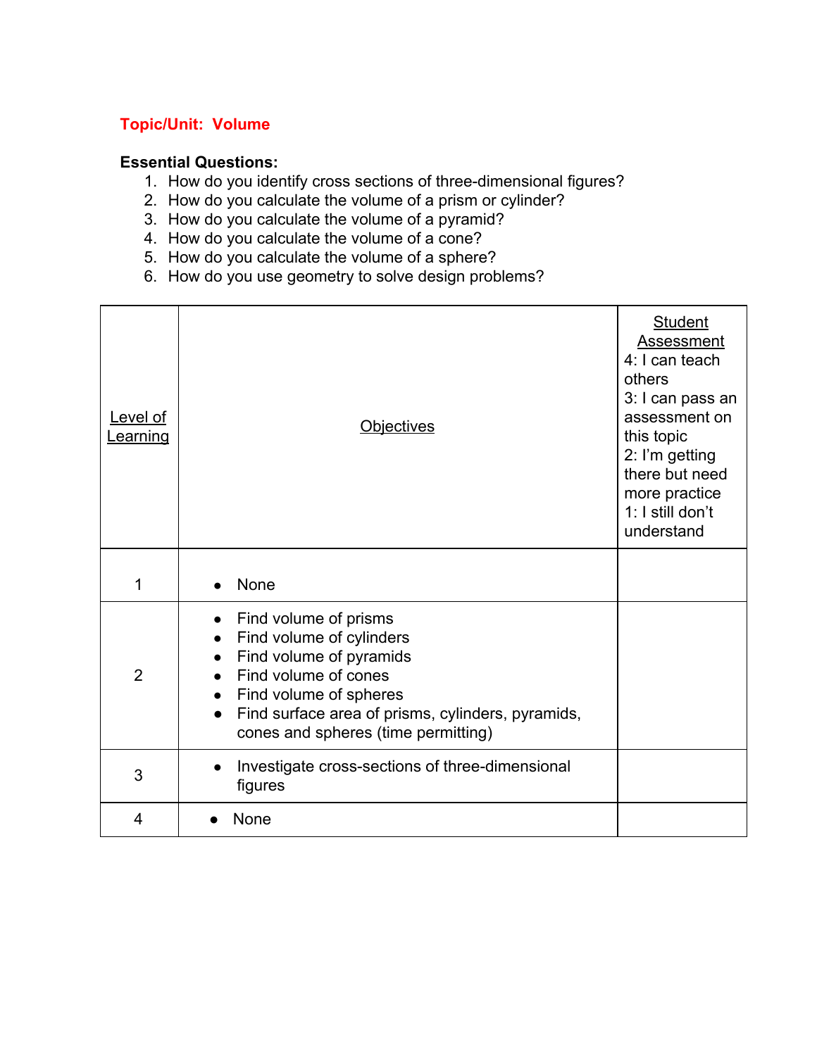**Topic/Unit: Volume**

**Essential Questions:**

1. How do you identify cross sections of three-dimensional figures?
2. How do you calculate the volume of a prism or cylinder?
3. How do you calculate the volume of a pyramid?
4. How do you calculate the volume of a cone?
5. How do you calculate the volume of a sphere?
6. How do you use geometry to solve design problems?

| Level of Learning | Objectives | Student Assessment<br>4: I can teach others<br>3: I can pass an assessment on this topic<br>2: I'm getting there but need more practice<br>1: I still don't understand |
|---|---|---|
| 1 | • None | |
| 2 | • Find volume of prisms<br>• Find volume of cylinders<br>• Find volume of pyramids<br>• Find volume of cones<br>• Find volume of spheres<br>• Find surface area of prisms, cylinders, pyramids, cones and spheres (time permitting) | |
| 3 | • Investigate cross-sections of three-dimensional figures | |
| 4 | • None | |